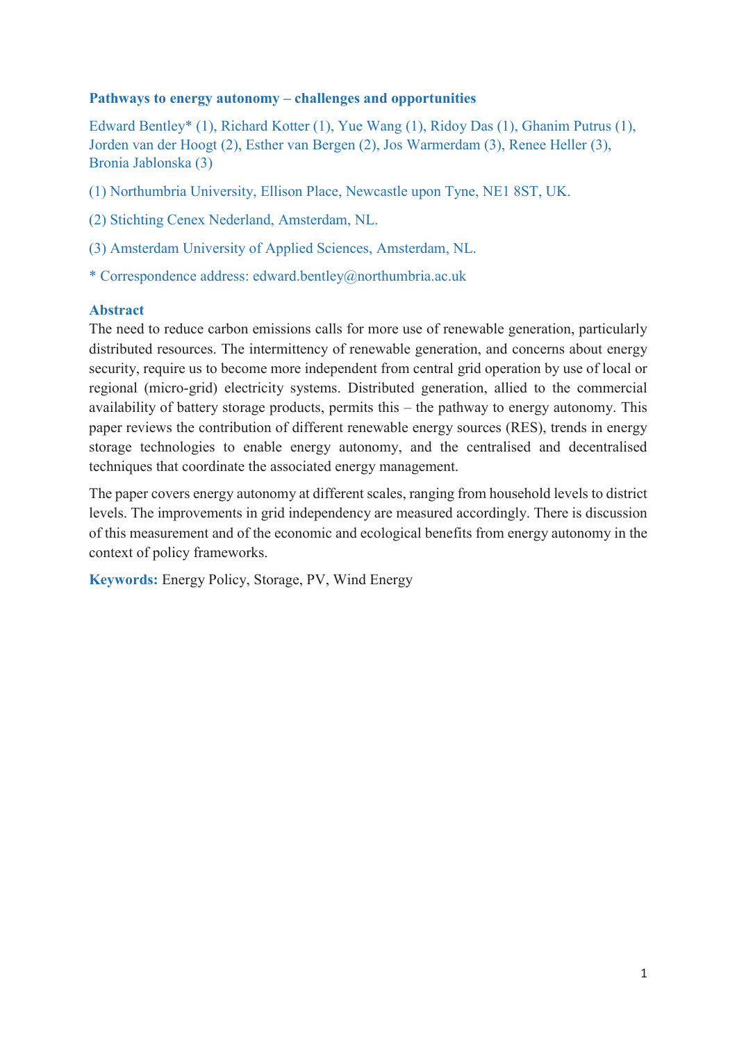# Pathways to energy autonomy – challenges and opportunities

Edward Bentley* (1), Richard Kotter (1), Yue Wang (1), Ridoy Das (1), Ghanim Putrus (1), Jorden van der Hoogt (2), Esther van Bergen (2), Jos Warmerdam (3), Renee Heller (3), Bronia Jablonska (3)

(1) Northumbria University, Ellison Place, Newcastle upon Tyne, NE1 8ST, UK.

(2) Stichting Cenex Nederland, Amsterdam, NL.

(3) Amsterdam University of Applied Sciences, Amsterdam, NL.

* Correspondence address: edward.bentley@northumbria.ac.uk

## Abstract

The need to reduce carbon emissions calls for more use of renewable generation, particularly distributed resources. The intermittency of renewable generation, and concerns about energy security, require us to become more independent from central grid operation by use of local or regional (micro-grid) electricity systems. Distributed generation, allied to the commercial availability of battery storage products, permits this – the pathway to energy autonomy. This paper reviews the contribution of different renewable energy sources (RES), trends in energy storage technologies to enable energy autonomy, and the centralised and decentralised techniques that coordinate the associated energy management.

The paper covers energy autonomy at different scales, ranging from household levels to district levels. The improvements in grid independency are measured accordingly. There is discussion of this measurement and of the economic and ecological benefits from energy autonomy in the context of policy frameworks.

**Keywords:** Energy Policy, Storage, PV, Wind Energy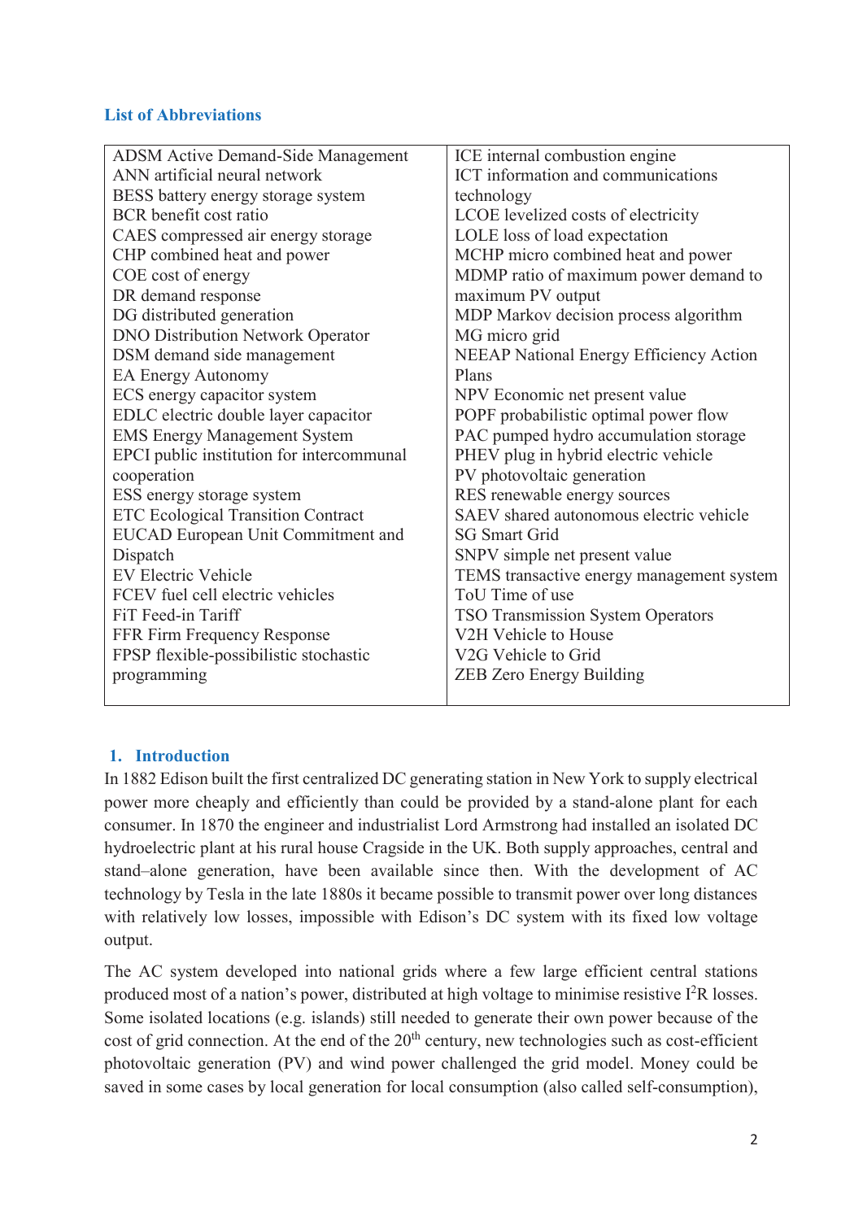### List of Abbreviations

| | |
|---|---|
| ADSM Active Demand-Side Management<br>ANN artificial neural network<br>BESS battery energy storage system<br>BCR benefit cost ratio<br>CAES compressed air energy storage<br>CHP combined heat and power<br>COE cost of energy<br>DR demand response<br>DG distributed generation<br>DNO Distribution Network Operator<br>DSM demand side management<br>EA Energy Autonomy<br>ECS energy capacitor system<br>EDLC electric double layer capacitor<br>EMS Energy Management System<br>EPCI public institution for intercommunal cooperation<br>ESS energy storage system<br>ETC Ecological Transition Contract<br>EUCAD European Unit Commitment and Dispatch<br>EV Electric Vehicle<br>FCEV fuel cell electric vehicles<br>FiT Feed-in Tariff<br>FFR Firm Frequency Response<br>FPSP flexible-possibilistic stochastic programming | ICE internal combustion engine<br>ICT information and communications technology<br>LCOE levelized costs of electricity<br>LOLE loss of load expectation<br>MCHP micro combined heat and power<br>MDMP ratio of maximum power demand to maximum PV output<br>MDP Markov decision process algorithm<br>MG micro grid<br>NEEAP National Energy Efficiency Action Plans<br>NPV Economic net present value<br>POPF probabilistic optimal power flow<br>PAC pumped hydro accumulation storage<br>PHEV plug in hybrid electric vehicle<br>PV photovoltaic generation<br>RES renewable energy sources<br>SAEV shared autonomous electric vehicle<br>SG Smart Grid<br>SNPV simple net present value<br>TEMS transactive energy management system<br>ToU Time of use<br>TSO Transmission System Operators<br>V2H Vehicle to House<br>V2G Vehicle to Grid<br>ZEB Zero Energy Building |

## 1. Introduction

In 1882 Edison built the first centralized DC generating station in New York to supply electrical power more cheaply and efficiently than could be provided by a stand-alone plant for each consumer. In 1870 the engineer and industrialist Lord Armstrong had installed an isolated DC hydroelectric plant at his rural house Cragside in the UK. Both supply approaches, central and stand–alone generation, have been available since then. With the development of AC technology by Tesla in the late 1880s it became possible to transmit power over long distances with relatively low losses, impossible with Edison's DC system with its fixed low voltage output.

The AC system developed into national grids where a few large efficient central stations produced most of a nation's power, distributed at high voltage to minimise resistive $I^2R$ losses. Some isolated locations (e.g. islands) still needed to generate their own power because of the cost of grid connection. At the end of the 20th century, new technologies such as cost-efficient photovoltaic generation (PV) and wind power challenged the grid model. Money could be saved in some cases by local generation for local consumption (also called self-consumption),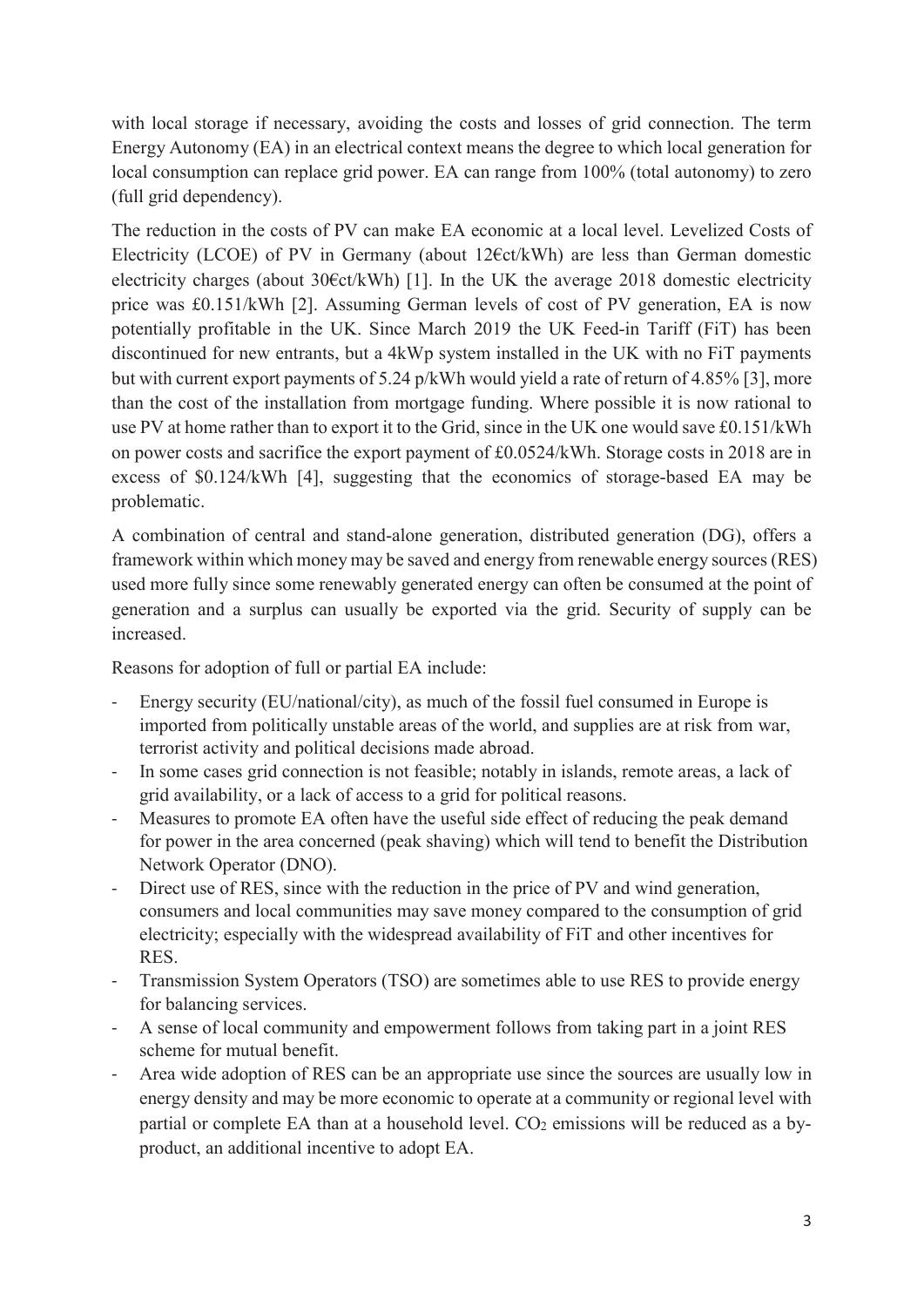with local storage if necessary, avoiding the costs and losses of grid connection. The term Energy Autonomy (EA) in an electrical context means the degree to which local generation for local consumption can replace grid power. EA can range from 100% (total autonomy) to zero (full grid dependency).

The reduction in the costs of PV can make EA economic at a local level. Levelized Costs of Electricity (LCOE) of PV in Germany (about 12€ct/kWh) are less than German domestic electricity charges (about 30€ct/kWh) [1]. In the UK the average 2018 domestic electricity price was £0.151/kWh [2]. Assuming German levels of cost of PV generation, EA is now potentially profitable in the UK. Since March 2019 the UK Feed-in Tariff (FiT) has been discontinued for new entrants, but a 4kWp system installed in the UK with no FiT payments but with current export payments of 5.24 p/kWh would yield a rate of return of 4.85% [3], more than the cost of the installation from mortgage funding. Where possible it is now rational to use PV at home rather than to export it to the Grid, since in the UK one would save £0.151/kWh on power costs and sacrifice the export payment of £0.0524/kWh. Storage costs in 2018 are in excess of $0.124/kWh [4], suggesting that the economics of storage-based EA may be problematic.

A combination of central and stand-alone generation, distributed generation (DG), offers a framework within which money may be saved and energy from renewable energy sources (RES) used more fully since some renewably generated energy can often be consumed at the point of generation and a surplus can usually be exported via the grid. Security of supply can be increased.

Reasons for adoption of full or partial EA include:

- Energy security (EU/national/city), as much of the fossil fuel consumed in Europe is imported from politically unstable areas of the world, and supplies are at risk from war, terrorist activity and political decisions made abroad.
- In some cases grid connection is not feasible; notably in islands, remote areas, a lack of grid availability, or a lack of access to a grid for political reasons.
- Measures to promote EA often have the useful side effect of reducing the peak demand for power in the area concerned (peak shaving) which will tend to benefit the Distribution Network Operator (DNO).
- Direct use of RES, since with the reduction in the price of PV and wind generation, consumers and local communities may save money compared to the consumption of grid electricity; especially with the widespread availability of FiT and other incentives for RES.
- Transmission System Operators (TSO) are sometimes able to use RES to provide energy for balancing services.
- A sense of local community and empowerment follows from taking part in a joint RES scheme for mutual benefit.
- Area wide adoption of RES can be an appropriate use since the sources are usually low in energy density and may be more economic to operate at a community or regional level with partial or complete EA than at a household level. $CO_2$ emissions will be reduced as a by-product, an additional incentive to adopt EA.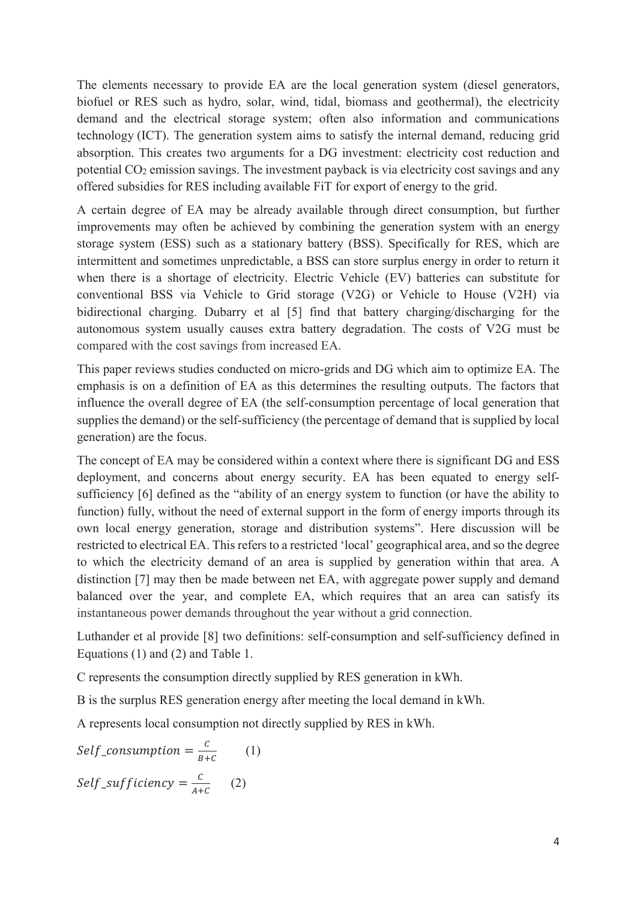The elements necessary to provide EA are the local generation system (diesel generators, biofuel or RES such as hydro, solar, wind, tidal, biomass and geothermal), the electricity demand and the electrical storage system; often also information and communications technology (ICT). The generation system aims to satisfy the internal demand, reducing grid absorption. This creates two arguments for a DG investment: electricity cost reduction and potential $CO_2$ emission savings. The investment payback is via electricity cost savings and any offered subsidies for RES including available FiT for export of energy to the grid.

A certain degree of EA may be already available through direct consumption, but further improvements may often be achieved by combining the generation system with an energy storage system (ESS) such as a stationary battery (BSS). Specifically for RES, which are intermittent and sometimes unpredictable, a BSS can store surplus energy in order to return it when there is a shortage of electricity. Electric Vehicle (EV) batteries can substitute for conventional BSS via Vehicle to Grid storage (V2G) or Vehicle to House (V2H) via bidirectional charging. Dubarry et al [5] find that battery charging/discharging for the autonomous system usually causes extra battery degradation. The costs of V2G must be compared with the cost savings from increased EA.

This paper reviews studies conducted on micro-grids and DG which aim to optimize EA. The emphasis is on a definition of EA as this determines the resulting outputs. The factors that influence the overall degree of EA (the self-consumption percentage of local generation that supplies the demand) or the self-sufficiency (the percentage of demand that is supplied by local generation) are the focus.

The concept of EA may be considered within a context where there is significant DG and ESS deployment, and concerns about energy security. EA has been equated to energy self-sufficiency [6] defined as the "ability of an energy system to function (or have the ability to function) fully, without the need of external support in the form of energy imports through its own local energy generation, storage and distribution systems". Here discussion will be restricted to electrical EA. This refers to a restricted 'local' geographical area, and so the degree to which the electricity demand of an area is supplied by generation within that area. A distinction [7] may then be made between net EA, with aggregate power supply and demand balanced over the year, and complete EA, which requires that an area can satisfy its instantaneous power demands throughout the year without a grid connection.

Luthander et al provide [8] two definitions: self-consumption and self-sufficiency defined in Equations (1) and (2) and Table 1.

C represents the consumption directly supplied by RES generation in kWh.

B is the surplus RES generation energy after meeting the local demand in kWh.

A represents local consumption not directly supplied by RES in kWh.

$$Self\_consumption = \frac{C}{B+C} \qquad (1)$$

$$Self\_sufficiency = \frac{C}{A+C} \qquad (2)$$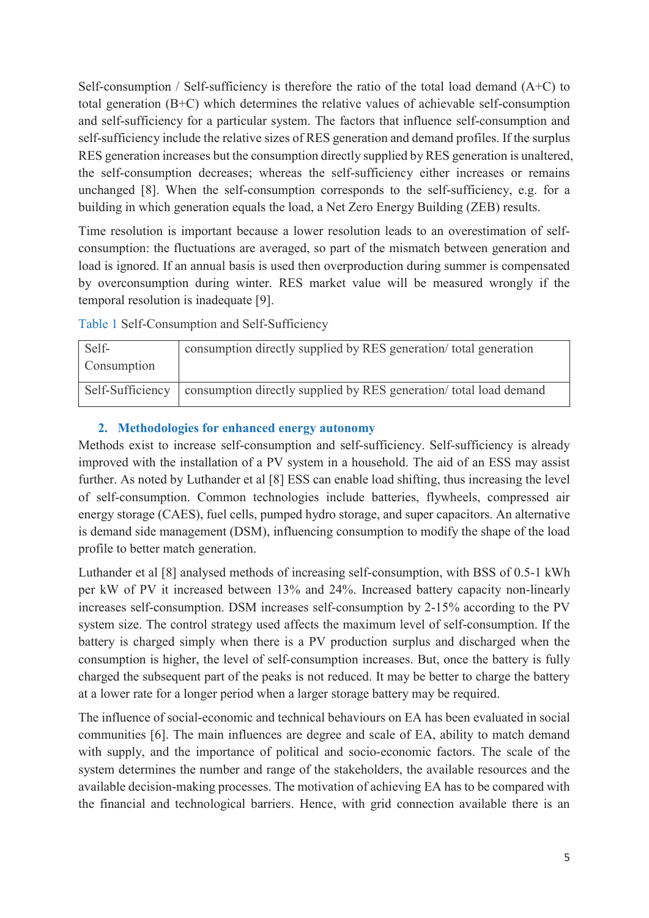Self-consumption / Self-sufficiency is therefore the ratio of the total load demand (A+C) to total generation (B+C) which determines the relative values of achievable self-consumption and self-sufficiency for a particular system. The factors that influence self-consumption and self-sufficiency include the relative sizes of RES generation and demand profiles. If the surplus RES generation increases but the consumption directly supplied by RES generation is unaltered, the self-consumption decreases; whereas the self-sufficiency either increases or remains unchanged [8]. When the self-consumption corresponds to the self-sufficiency, e.g. for a building in which generation equals the load, a Net Zero Energy Building (ZEB) results.

Time resolution is important because a lower resolution leads to an overestimation of self-consumption: the fluctuations are averaged, so part of the mismatch between generation and load is ignored. If an annual basis is used then overproduction during summer is compensated by overconsumption during winter. RES market value will be measured wrongly if the temporal resolution is inadequate [9].

Table 1 Self-Consumption and Self-Sufficiency

| | |
|---|---|
| Self-Consumption | consumption directly supplied by RES generation/ total generation |
| Self-Sufficiency | consumption directly supplied by RES generation/ total load demand |

## 2. Methodologies for enhanced energy autonomy

Methods exist to increase self-consumption and self-sufficiency. Self-sufficiency is already improved with the installation of a PV system in a household. The aid of an ESS may assist further. As noted by Luthander et al [8] ESS can enable load shifting, thus increasing the level of self-consumption. Common technologies include batteries, flywheels, compressed air energy storage (CAES), fuel cells, pumped hydro storage, and super capacitors. An alternative is demand side management (DSM), influencing consumption to modify the shape of the load profile to better match generation.

Luthander et al [8] analysed methods of increasing self-consumption, with BSS of 0.5-1 kWh per kW of PV it increased between 13% and 24%. Increased battery capacity non-linearly increases self-consumption. DSM increases self-consumption by 2-15% according to the PV system size. The control strategy used affects the maximum level of self-consumption. If the battery is charged simply when there is a PV production surplus and discharged when the consumption is higher, the level of self-consumption increases. But, once the battery is fully charged the subsequent part of the peaks is not reduced. It may be better to charge the battery at a lower rate for a longer period when a larger storage battery may be required.

The influence of social-economic and technical behaviours on EA has been evaluated in social communities [6]. The main influences are degree and scale of EA, ability to match demand with supply, and the importance of political and socio-economic factors. The scale of the system determines the number and range of the stakeholders, the available resources and the available decision-making processes. The motivation of achieving EA has to be compared with the financial and technological barriers. Hence, with grid connection available there is an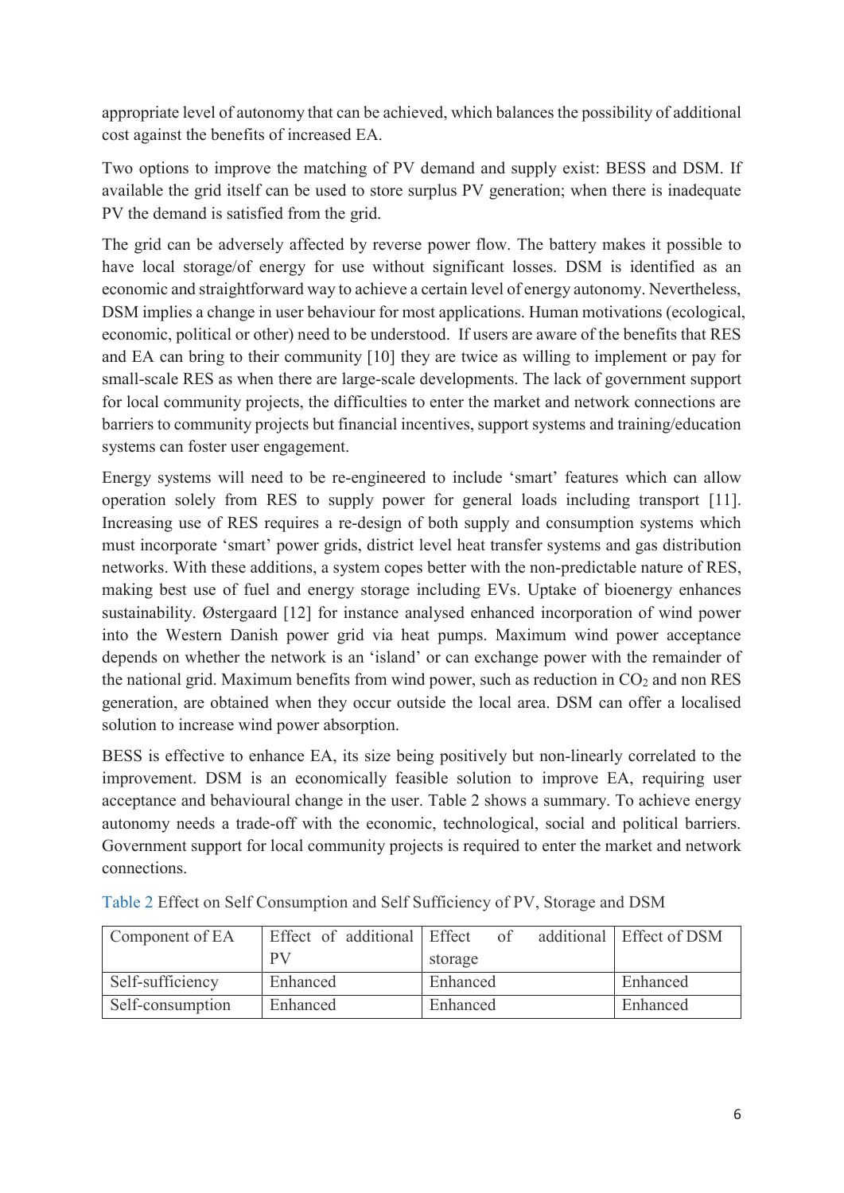appropriate level of autonomy that can be achieved, which balances the possibility of additional cost against the benefits of increased EA.

Two options to improve the matching of PV demand and supply exist: BESS and DSM. If available the grid itself can be used to store surplus PV generation; when there is inadequate PV the demand is satisfied from the grid.

The grid can be adversely affected by reverse power flow. The battery makes it possible to have local storage/of energy for use without significant losses. DSM is identified as an economic and straightforward way to achieve a certain level of energy autonomy. Nevertheless, DSM implies a change in user behaviour for most applications. Human motivations (ecological, economic, political or other) need to be understood. If users are aware of the benefits that RES and EA can bring to their community [10] they are twice as willing to implement or pay for small-scale RES as when there are large-scale developments. The lack of government support for local community projects, the difficulties to enter the market and network connections are barriers to community projects but financial incentives, support systems and training/education systems can foster user engagement.

Energy systems will need to be re-engineered to include 'smart' features which can allow operation solely from RES to supply power for general loads including transport [11]. Increasing use of RES requires a re-design of both supply and consumption systems which must incorporate 'smart' power grids, district level heat transfer systems and gas distribution networks. With these additions, a system copes better with the non-predictable nature of RES, making best use of fuel and energy storage including EVs. Uptake of bioenergy enhances sustainability. Østergaard [12] for instance analysed enhanced incorporation of wind power into the Western Danish power grid via heat pumps. Maximum wind power acceptance depends on whether the network is an 'island' or can exchange power with the remainder of the national grid. Maximum benefits from wind power, such as reduction in $CO_2$ and non RES generation, are obtained when they occur outside the local area. DSM can offer a localised solution to increase wind power absorption.

BESS is effective to enhance EA, its size being positively but non-linearly correlated to the improvement. DSM is an economically feasible solution to improve EA, requiring user acceptance and behavioural change in the user. Table 2 shows a summary. To achieve energy autonomy needs a trade-off with the economic, technological, social and political barriers. Government support for local community projects is required to enter the market and network connections.

Table 2 Effect on Self Consumption and Self Sufficiency of PV, Storage and DSM

| Component of EA | Effect of additional PV | Effect of additional storage | Effect of DSM |
|---|---|---|---|
| Self-sufficiency | Enhanced | Enhanced | Enhanced |
| Self-consumption | Enhanced | Enhanced | Enhanced |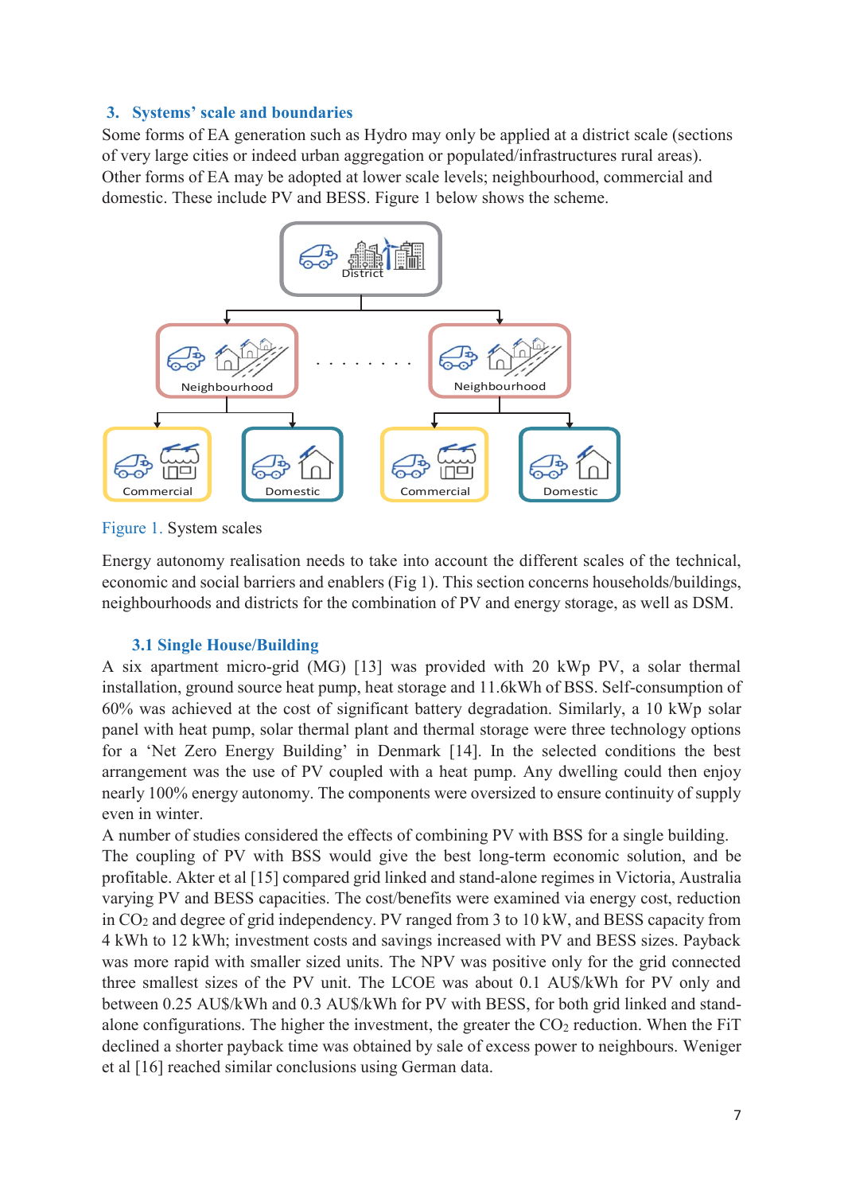## 3. Systems' scale and boundaries

Some forms of EA generation such as Hydro may only be applied at a district scale (sections of very large cities or indeed urban aggregation or populated/infrastructures rural areas). Other forms of EA may be adopted at lower scale levels; neighbourhood, commercial and domestic. These include PV and BESS. Figure 1 below shows the scheme.

Figure 1. System scales

Energy autonomy realisation needs to take into account the different scales of the technical, economic and social barriers and enablers (Fig 1). This section concerns households/buildings, neighbourhoods and districts for the combination of PV and energy storage, as well as DSM.

### 3.1 Single House/Building

A six apartment micro-grid (MG) [13] was provided with 20 kWp PV, a solar thermal installation, ground source heat pump, heat storage and 11.6kWh of BSS. Self-consumption of 60% was achieved at the cost of significant battery degradation. Similarly, a 10 kWp solar panel with heat pump, solar thermal plant and thermal storage were three technology options for a 'Net Zero Energy Building' in Denmark [14]. In the selected conditions the best arrangement was the use of PV coupled with a heat pump. Any dwelling could then enjoy nearly 100% energy autonomy. The components were oversized to ensure continuity of supply even in winter.

A number of studies considered the effects of combining PV with BSS for a single building. The coupling of PV with BSS would give the best long-term economic solution, and be profitable. Akter et al [15] compared grid linked and stand-alone regimes in Victoria, Australia varying PV and BESS capacities. The cost/benefits were examined via energy cost, reduction in $CO_2$ and degree of grid independency. PV ranged from 3 to 10 kW, and BESS capacity from 4 kWh to 12 kWh; investment costs and savings increased with PV and BESS sizes. Payback was more rapid with smaller sized units. The NPV was positive only for the grid connected three smallest sizes of the PV unit. The LCOE was about 0.1 AU$/kWh for PV only and between 0.25 AU$/kWh and 0.3 AU$/kWh for PV with BESS, for both grid linked and stand-alone configurations. The higher the investment, the greater the $CO_2$ reduction. When the FiT declined a shorter payback time was obtained by sale of excess power to neighbours. Weniger et al [16] reached similar conclusions using German data.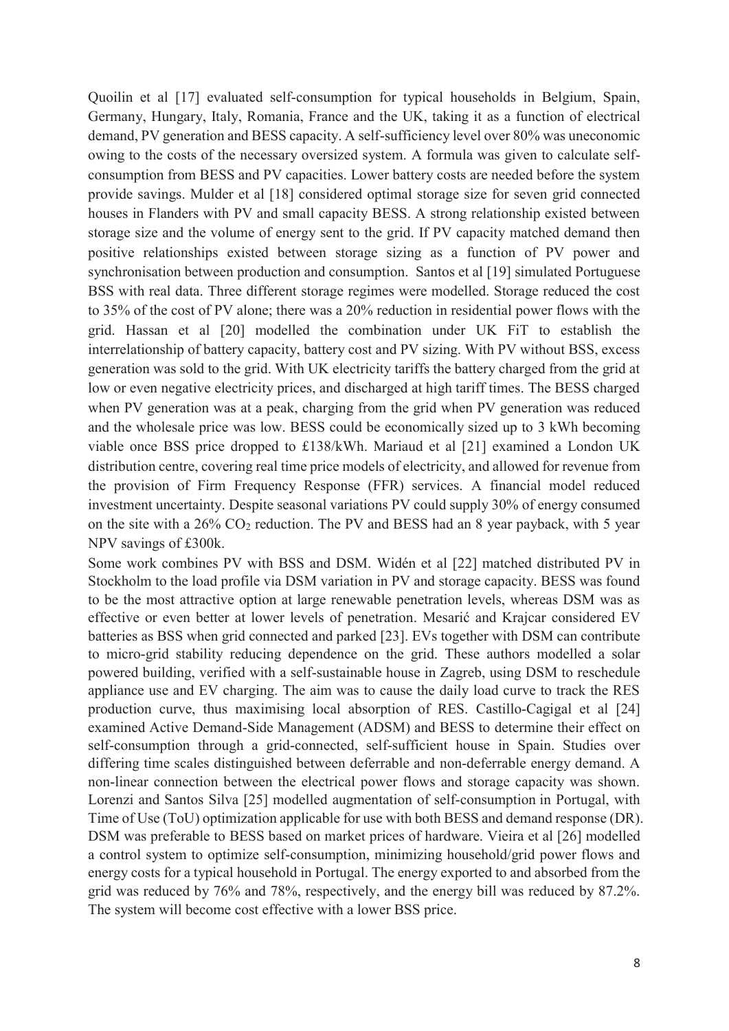Quoilin et al [17] evaluated self-consumption for typical households in Belgium, Spain, Germany, Hungary, Italy, Romania, France and the UK, taking it as a function of electrical demand, PV generation and BESS capacity. A self-sufficiency level over 80% was uneconomic owing to the costs of the necessary oversized system. A formula was given to calculate self-consumption from BESS and PV capacities. Lower battery costs are needed before the system provide savings. Mulder et al [18] considered optimal storage size for seven grid connected houses in Flanders with PV and small capacity BESS. A strong relationship existed between storage size and the volume of energy sent to the grid. If PV capacity matched demand then positive relationships existed between storage sizing as a function of PV power and synchronisation between production and consumption. Santos et al [19] simulated Portuguese BSS with real data. Three different storage regimes were modelled. Storage reduced the cost to 35% of the cost of PV alone; there was a 20% reduction in residential power flows with the grid. Hassan et al [20] modelled the combination under UK FiT to establish the interrelationship of battery capacity, battery cost and PV sizing. With PV without BSS, excess generation was sold to the grid. With UK electricity tariffs the battery charged from the grid at low or even negative electricity prices, and discharged at high tariff times. The BESS charged when PV generation was at a peak, charging from the grid when PV generation was reduced and the wholesale price was low. BESS could be economically sized up to 3 kWh becoming viable once BSS price dropped to £138/kWh. Mariaud et al [21] examined a London UK distribution centre, covering real time price models of electricity, and allowed for revenue from the provision of Firm Frequency Response (FFR) services. A financial model reduced investment uncertainty. Despite seasonal variations PV could supply 30% of energy consumed on the site with a 26% $CO_2$ reduction. The PV and BESS had an 8 year payback, with 5 year NPV savings of £300k.

Some work combines PV with BSS and DSM. Widén et al [22] matched distributed PV in Stockholm to the load profile via DSM variation in PV and storage capacity. BESS was found to be the most attractive option at large renewable penetration levels, whereas DSM was as effective or even better at lower levels of penetration. Mesarić and Krajcar considered EV batteries as BSS when grid connected and parked [23]. EVs together with DSM can contribute to micro-grid stability reducing dependence on the grid. These authors modelled a solar powered building, verified with a self-sustainable house in Zagreb, using DSM to reschedule appliance use and EV charging. The aim was to cause the daily load curve to track the RES production curve, thus maximising local absorption of RES. Castillo-Cagigal et al [24] examined Active Demand-Side Management (ADSM) and BESS to determine their effect on self-consumption through a grid-connected, self-sufficient house in Spain. Studies over differing time scales distinguished between deferrable and non-deferrable energy demand. A non-linear connection between the electrical power flows and storage capacity was shown. Lorenzi and Santos Silva [25] modelled augmentation of self-consumption in Portugal, with Time of Use (ToU) optimization applicable for use with both BESS and demand response (DR). DSM was preferable to BESS based on market prices of hardware. Vieira et al [26] modelled a control system to optimize self-consumption, minimizing household/grid power flows and energy costs for a typical household in Portugal. The energy exported to and absorbed from the grid was reduced by 76% and 78%, respectively, and the energy bill was reduced by 87.2%. The system will become cost effective with a lower BSS price.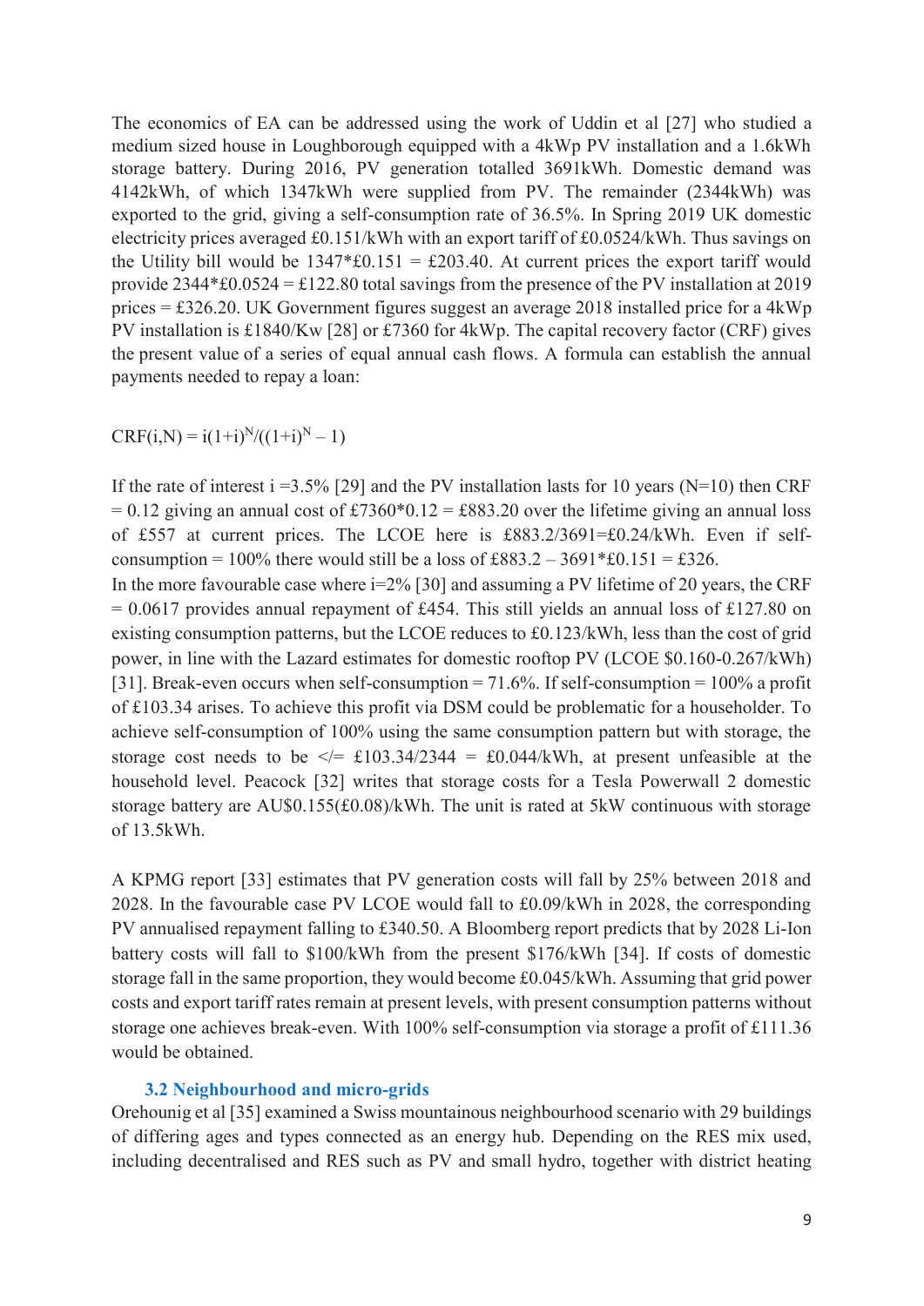The economics of EA can be addressed using the work of Uddin et al [27] who studied a medium sized house in Loughborough equipped with a 4kWp PV installation and a 1.6kWh storage battery. During 2016, PV generation totalled 3691kWh. Domestic demand was 4142kWh, of which 1347kWh were supplied from PV. The remainder (2344kWh) was exported to the grid, giving a self-consumption rate of 36.5%. In Spring 2019 UK domestic electricity prices averaged £0.151/kWh with an export tariff of £0.0524/kWh. Thus savings on the Utility bill would be 1347*£0.151 = £203.40. At current prices the export tariff would provide 2344*£0.0524 = £122.80 total savings from the presence of the PV installation at 2019 prices = £326.20. UK Government figures suggest an average 2018 installed price for a 4kWp PV installation is £1840/Kw [28] or £7360 for 4kWp. The capital recovery factor (CRF) gives the present value of a series of equal annual cash flows. A formula can establish the annual payments needed to repay a loan:

$$CRF(i,N) = i(1+i)^N/((1+i)^N - 1)$$

If the rate of interest i =3.5% [29] and the PV installation lasts for 10 years (N=10) then CRF = 0.12 giving an annual cost of £7360*0.12 = £883.20 over the lifetime giving an annual loss of £557 at current prices. The LCOE here is £883.2/3691=£0.24/kWh. Even if self-consumption = 100% there would still be a loss of £883.2 – 3691*£0.151 = £326.

In the more favourable case where i=2% [30] and assuming a PV lifetime of 20 years, the CRF = 0.0617 provides annual repayment of £454. This still yields an annual loss of £127.80 on existing consumption patterns, but the LCOE reduces to £0.123/kWh, less than the cost of grid power, in line with the Lazard estimates for domestic rooftop PV (LCOE $0.160-0.267/kWh) [31]. Break-even occurs when self-consumption = 71.6%. If self-consumption = 100% a profit of £103.34 arises. To achieve this profit via DSM could be problematic for a householder. To achieve self-consumption of 100% using the same consumption pattern but with storage, the storage cost needs to be </= £103.34/2344 = £0.044/kWh, at present unfeasible at the household level. Peacock [32] writes that storage costs for a Tesla Powerwall 2 domestic storage battery are AU$0.155(£0.08)/kWh. The unit is rated at 5kW continuous with storage of 13.5kWh.

A KPMG report [33] estimates that PV generation costs will fall by 25% between 2018 and 2028. In the favourable case PV LCOE would fall to £0.09/kWh in 2028, the corresponding PV annualised repayment falling to £340.50. A Bloomberg report predicts that by 2028 Li-Ion battery costs will fall to $100/kWh from the present $176/kWh [34]. If costs of domestic storage fall in the same proportion, they would become £0.045/kWh. Assuming that grid power costs and export tariff rates remain at present levels, with present consumption patterns without storage one achieves break-even. With 100% self-consumption via storage a profit of £111.36 would be obtained.

### 3.2 Neighbourhood and micro-grids

Orehounig et al [35] examined a Swiss mountainous neighbourhood scenario with 29 buildings of differing ages and types connected as an energy hub. Depending on the RES mix used, including decentralised and RES such as PV and small hydro, together with district heating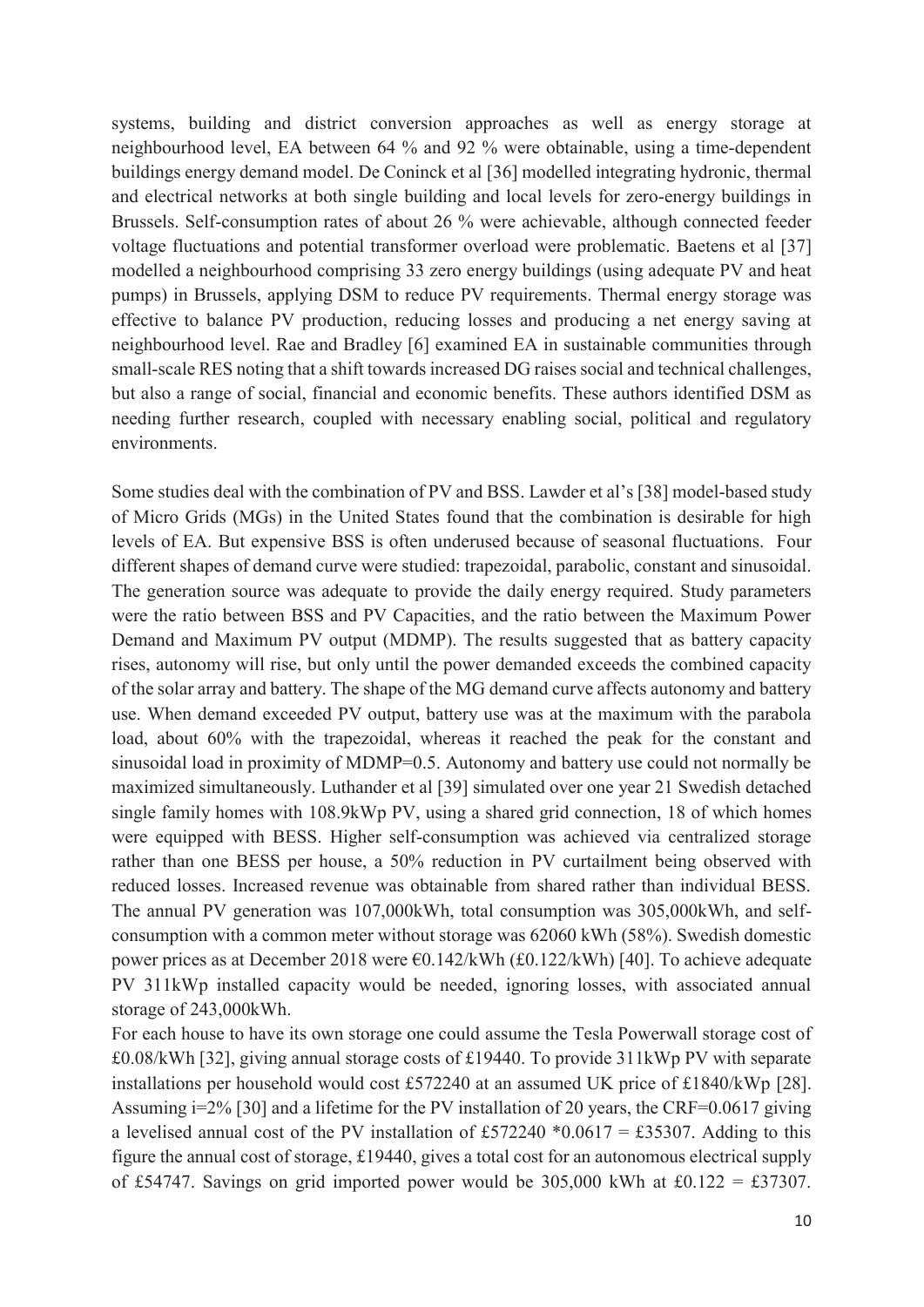systems, building and district conversion approaches as well as energy storage at neighbourhood level, EA between 64 % and 92 % were obtainable, using a time-dependent buildings energy demand model. De Coninck et al [36] modelled integrating hydronic, thermal and electrical networks at both single building and local levels for zero-energy buildings in Brussels. Self-consumption rates of about 26 % were achievable, although connected feeder voltage fluctuations and potential transformer overload were problematic. Baetens et al [37] modelled a neighbourhood comprising 33 zero energy buildings (using adequate PV and heat pumps) in Brussels, applying DSM to reduce PV requirements. Thermal energy storage was effective to balance PV production, reducing losses and producing a net energy saving at neighbourhood level. Rae and Bradley [6] examined EA in sustainable communities through small-scale RES noting that a shift towards increased DG raises social and technical challenges, but also a range of social, financial and economic benefits. These authors identified DSM as needing further research, coupled with necessary enabling social, political and regulatory environments.

Some studies deal with the combination of PV and BSS. Lawder et al's [38] model-based study of Micro Grids (MGs) in the United States found that the combination is desirable for high levels of EA. But expensive BSS is often underused because of seasonal fluctuations. Four different shapes of demand curve were studied: trapezoidal, parabolic, constant and sinusoidal. The generation source was adequate to provide the daily energy required. Study parameters were the ratio between BSS and PV Capacities, and the ratio between the Maximum Power Demand and Maximum PV output (MDMP). The results suggested that as battery capacity rises, autonomy will rise, but only until the power demanded exceeds the combined capacity of the solar array and battery. The shape of the MG demand curve affects autonomy and battery use. When demand exceeded PV output, battery use was at the maximum with the parabola load, about 60% with the trapezoidal, whereas it reached the peak for the constant and sinusoidal load in proximity of MDMP=0.5. Autonomy and battery use could not normally be maximized simultaneously. Luthander et al [39] simulated over one year 21 Swedish detached single family homes with 108.9kWp PV, using a shared grid connection, 18 of which homes were equipped with BESS. Higher self-consumption was achieved via centralized storage rather than one BESS per house, a 50% reduction in PV curtailment being observed with reduced losses. Increased revenue was obtainable from shared rather than individual BESS. The annual PV generation was 107,000kWh, total consumption was 305,000kWh, and self-consumption with a common meter without storage was 62060 kWh (58%). Swedish domestic power prices as at December 2018 were €0.142/kWh (£0.122/kWh) [40]. To achieve adequate PV 311kWp installed capacity would be needed, ignoring losses, with associated annual storage of 243,000kWh.

For each house to have its own storage one could assume the Tesla Powerwall storage cost of £0.08/kWh [32], giving annual storage costs of £19440. To provide 311kWp PV with separate installations per household would cost £572240 at an assumed UK price of £1840/kWp [28]. Assuming i=2% [30] and a lifetime for the PV installation of 20 years, the CRF=0.0617 giving a levelised annual cost of the PV installation of £572240 *0.0617 = £35307. Adding to this figure the annual cost of storage, £19440, gives a total cost for an autonomous electrical supply of £54747. Savings on grid imported power would be 305,000 kWh at £0.122 = £37307.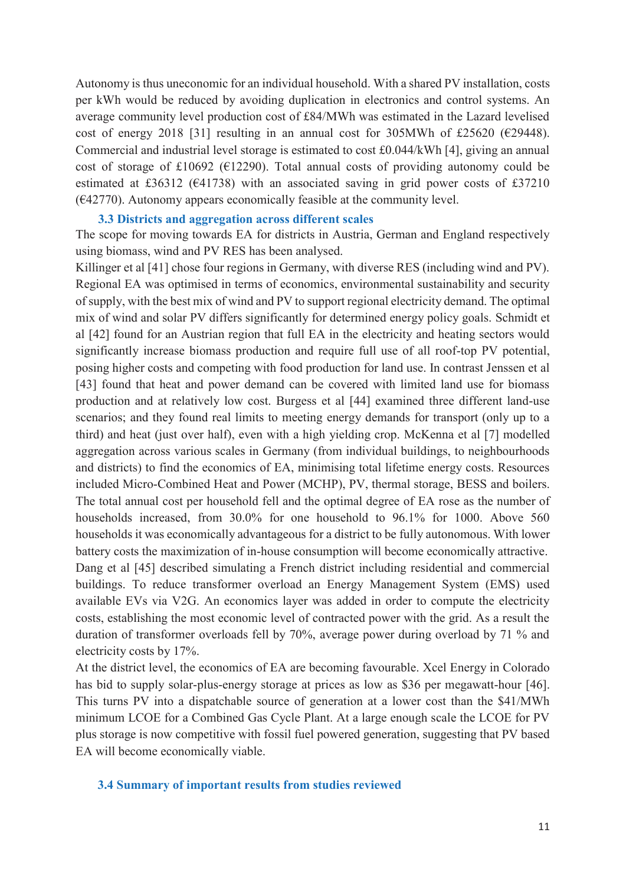Autonomy is thus uneconomic for an individual household. With a shared PV installation, costs per kWh would be reduced by avoiding duplication in electronics and control systems. An average community level production cost of £84/MWh was estimated in the Lazard levelised cost of energy 2018 [31] resulting in an annual cost for 305MWh of £25620 (€29448). Commercial and industrial level storage is estimated to cost £0.044/kWh [4], giving an annual cost of storage of £10692 (€12290). Total annual costs of providing autonomy could be estimated at £36312 (€41738) with an associated saving in grid power costs of £37210 (€42770). Autonomy appears economically feasible at the community level.

### 3.3 Districts and aggregation across different scales

The scope for moving towards EA for districts in Austria, German and England respectively using biomass, wind and PV RES has been analysed.

Killinger et al [41] chose four regions in Germany, with diverse RES (including wind and PV). Regional EA was optimised in terms of economics, environmental sustainability and security of supply, with the best mix of wind and PV to support regional electricity demand. The optimal mix of wind and solar PV differs significantly for determined energy policy goals. Schmidt et al [42] found for an Austrian region that full EA in the electricity and heating sectors would significantly increase biomass production and require full use of all roof-top PV potential, posing higher costs and competing with food production for land use. In contrast Jenssen et al [43] found that heat and power demand can be covered with limited land use for biomass production and at relatively low cost. Burgess et al [44] examined three different land-use scenarios; and they found real limits to meeting energy demands for transport (only up to a third) and heat (just over half), even with a high yielding crop. McKenna et al [7] modelled aggregation across various scales in Germany (from individual buildings, to neighbourhoods and districts) to find the economics of EA, minimising total lifetime energy costs. Resources included Micro-Combined Heat and Power (MCHP), PV, thermal storage, BESS and boilers. The total annual cost per household fell and the optimal degree of EA rose as the number of households increased, from 30.0% for one household to 96.1% for 1000. Above 560 households it was economically advantageous for a district to be fully autonomous. With lower battery costs the maximization of in-house consumption will become economically attractive.

Dang et al [45] described simulating a French district including residential and commercial buildings. To reduce transformer overload an Energy Management System (EMS) used available EVs via V2G. An economics layer was added in order to compute the electricity costs, establishing the most economic level of contracted power with the grid. As a result the duration of transformer overloads fell by 70%, average power during overload by 71 % and electricity costs by 17%.

At the district level, the economics of EA are becoming favourable. Xcel Energy in Colorado has bid to supply solar-plus-energy storage at prices as low as $36 per megawatt-hour [46]. This turns PV into a dispatchable source of generation at a lower cost than the $41/MWh minimum LCOE for a Combined Gas Cycle Plant. At a large enough scale the LCOE for PV plus storage is now competitive with fossil fuel powered generation, suggesting that PV based EA will become economically viable.

### 3.4 Summary of important results from studies reviewed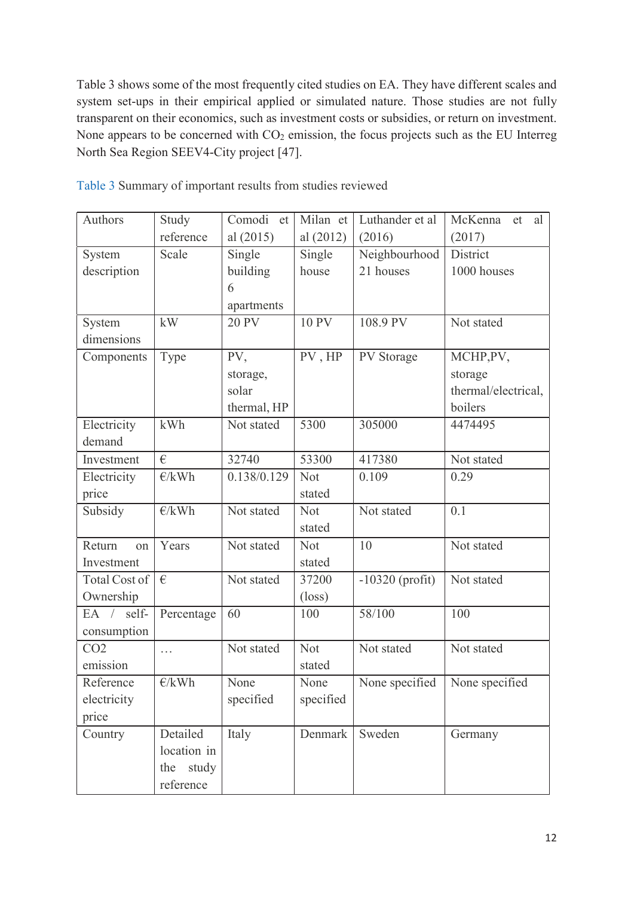Table 3 shows some of the most frequently cited studies on EA. They have different scales and system set-ups in their empirical applied or simulated nature. Those studies are not fully transparent on their economics, such as investment costs or subsidies, or return on investment. None appears to be concerned with $CO_2$ emission, the focus projects such as the EU Interreg North Sea Region SEEV4-City project [47].

Table 3 Summary of important results from studies reviewed

| Authors | Study reference | Comodi et al (2015) | Milan et al (2012) | Luthander et al (2016) | McKenna et al (2017) |
|---|---|---|---|---|---|
| System description | Scale | Single building 6 apartments | Single house | Neighbourhood 21 houses | District 1000 houses |
| System dimensions | kW | 20 PV | 10 PV | 108.9 PV | Not stated |
| Components | Type | PV, storage, solar thermal, HP | PV , HP | PV Storage | MCHP,PV, storage thermal/electrical, boilers |
| Electricity demand | kWh | Not stated | 5300 | 305000 | 4474495 |
| Investment | € | 32740 | 53300 | 417380 | Not stated |
| Electricity price | €/kWh | 0.138/0.129 | Not stated | 0.109 | 0.29 |
| Subsidy | €/kWh | Not stated | Not stated | Not stated | 0.1 |
| Return on Investment | Years | Not stated | Not stated | 10 | Not stated |
| Total Cost of Ownership | € | Not stated | 37200 (loss) | -10320 (profit) | Not stated |
| EA / self-consumption | Percentage | 60 | 100 | 58/100 | 100 |
| CO2 emission | … | Not stated | Not stated | Not stated | Not stated |
| Reference electricity price | €/kWh | None specified | None specified | None specified | None specified |
| Country | Detailed location in the study reference | Italy | Denmark | Sweden | Germany |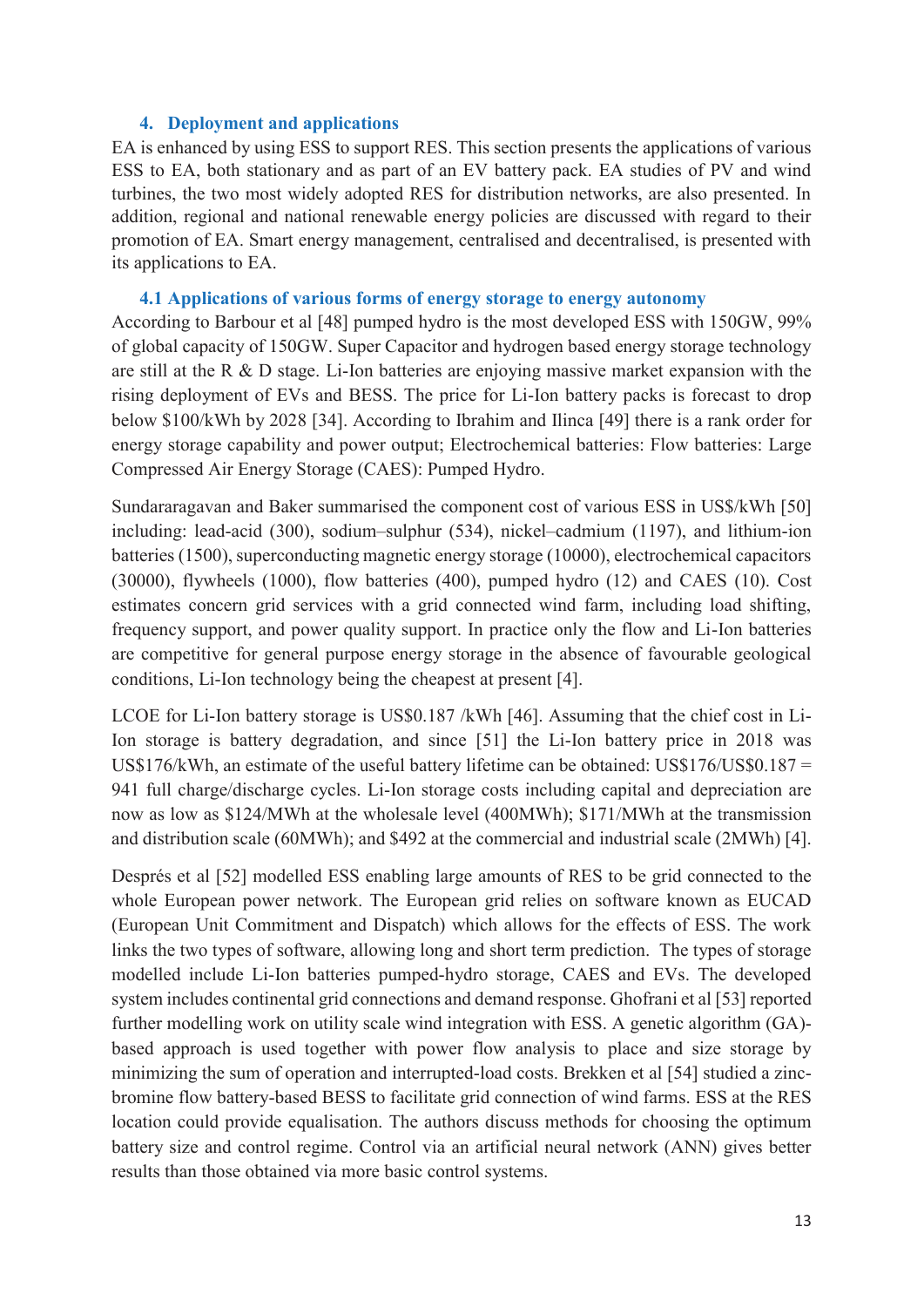## 4. Deployment and applications

EA is enhanced by using ESS to support RES. This section presents the applications of various ESS to EA, both stationary and as part of an EV battery pack. EA studies of PV and wind turbines, the two most widely adopted RES for distribution networks, are also presented. In addition, regional and national renewable energy policies are discussed with regard to their promotion of EA. Smart energy management, centralised and decentralised, is presented with its applications to EA.

### 4.1 Applications of various forms of energy storage to energy autonomy

According to Barbour et al [48] pumped hydro is the most developed ESS with 150GW, 99% of global capacity of 150GW. Super Capacitor and hydrogen based energy storage technology are still at the R & D stage. Li-Ion batteries are enjoying massive market expansion with the rising deployment of EVs and BESS. The price for Li-Ion battery packs is forecast to drop below \$100/kWh by 2028 [34]. According to Ibrahim and Ilinca [49] there is a rank order for energy storage capability and power output; Electrochemical batteries: Flow batteries: Large Compressed Air Energy Storage (CAES): Pumped Hydro.

Sundararagavan and Baker summarised the component cost of various ESS in US\$/kWh [50] including: lead-acid (300), sodium–sulphur (534), nickel–cadmium (1197), and lithium-ion batteries (1500), superconducting magnetic energy storage (10000), electrochemical capacitors (30000), flywheels (1000), flow batteries (400), pumped hydro (12) and CAES (10). Cost estimates concern grid services with a grid connected wind farm, including load shifting, frequency support, and power quality support. In practice only the flow and Li-Ion batteries are competitive for general purpose energy storage in the absence of favourable geological conditions, Li-Ion technology being the cheapest at present [4].

LCOE for Li-Ion battery storage is US\$0.187 /kWh [46]. Assuming that the chief cost in Li-Ion storage is battery degradation, and since [51] the Li-Ion battery price in 2018 was US\$176/kWh, an estimate of the useful battery lifetime can be obtained: US\$176/US\$0.187 = 941 full charge/discharge cycles. Li-Ion storage costs including capital and depreciation are now as low as \$124/MWh at the wholesale level (400MWh); \$171/MWh at the transmission and distribution scale (60MWh); and \$492 at the commercial and industrial scale (2MWh) [4].

Després et al [52] modelled ESS enabling large amounts of RES to be grid connected to the whole European power network. The European grid relies on software known as EUCAD (European Unit Commitment and Dispatch) which allows for the effects of ESS. The work links the two types of software, allowing long and short term prediction. The types of storage modelled include Li-Ion batteries pumped-hydro storage, CAES and EVs. The developed system includes continental grid connections and demand response. Ghofrani et al [53] reported further modelling work on utility scale wind integration with ESS. A genetic algorithm (GA)-based approach is used together with power flow analysis to place and size storage by minimizing the sum of operation and interrupted-load costs. Brekken et al [54] studied a zinc-bromine flow battery-based BESS to facilitate grid connection of wind farms. ESS at the RES location could provide equalisation. The authors discuss methods for choosing the optimum battery size and control regime. Control via an artificial neural network (ANN) gives better results than those obtained via more basic control systems.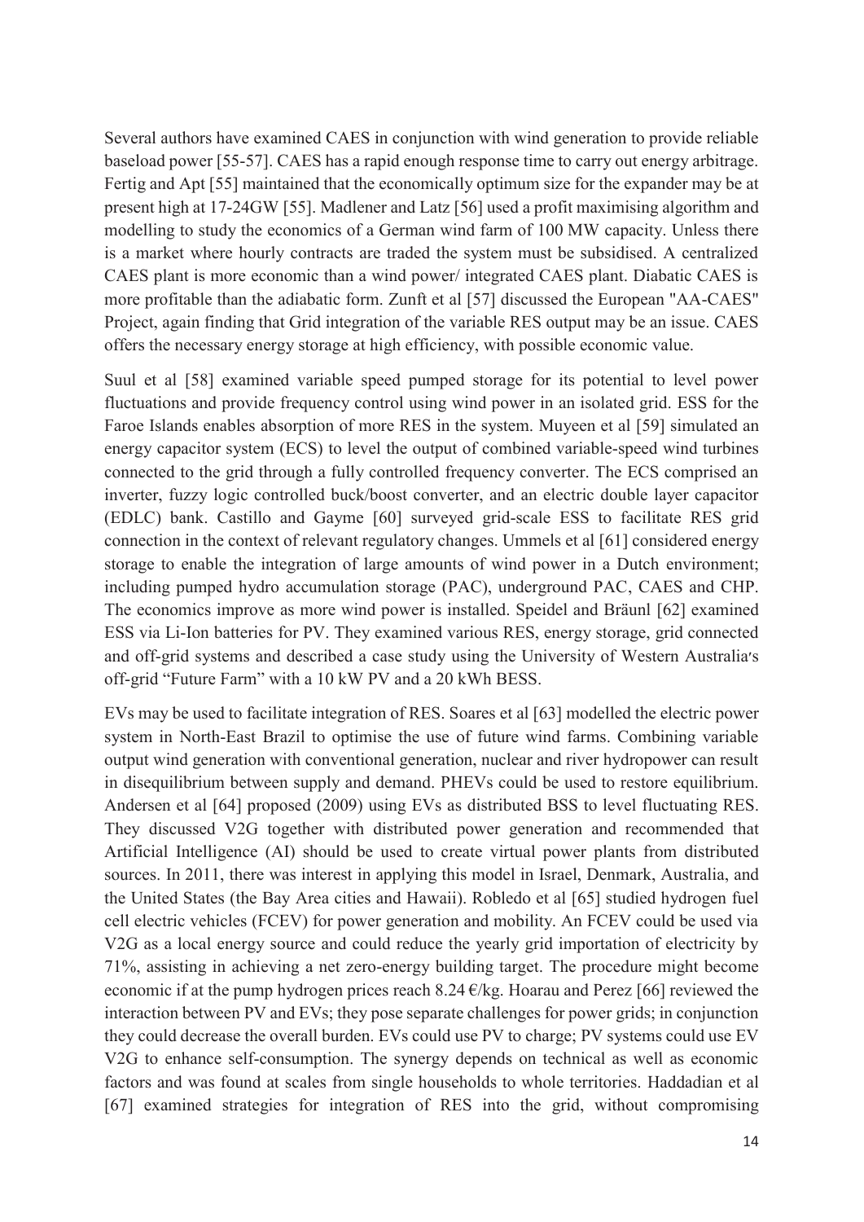Several authors have examined CAES in conjunction with wind generation to provide reliable baseload power [55-57]. CAES has a rapid enough response time to carry out energy arbitrage. Fertig and Apt [55] maintained that the economically optimum size for the expander may be at present high at 17-24GW [55]. Madlener and Latz [56] used a profit maximising algorithm and modelling to study the economics of a German wind farm of 100 MW capacity. Unless there is a market where hourly contracts are traded the system must be subsidised. A centralized CAES plant is more economic than a wind power/ integrated CAES plant. Diabatic CAES is more profitable than the adiabatic form. Zunft et al [57] discussed the European "AA-CAES" Project, again finding that Grid integration of the variable RES output may be an issue. CAES offers the necessary energy storage at high efficiency, with possible economic value.

Suul et al [58] examined variable speed pumped storage for its potential to level power fluctuations and provide frequency control using wind power in an isolated grid. ESS for the Faroe Islands enables absorption of more RES in the system. Muyeen et al [59] simulated an energy capacitor system (ECS) to level the output of combined variable-speed wind turbines connected to the grid through a fully controlled frequency converter. The ECS comprised an inverter, fuzzy logic controlled buck/boost converter, and an electric double layer capacitor (EDLC) bank. Castillo and Gayme [60] surveyed grid-scale ESS to facilitate RES grid connection in the context of relevant regulatory changes. Ummels et al [61] considered energy storage to enable the integration of large amounts of wind power in a Dutch environment; including pumped hydro accumulation storage (PAC), underground PAC, CAES and CHP. The economics improve as more wind power is installed. Speidel and Bräunl [62] examined ESS via Li-Ion batteries for PV. They examined various RES, energy storage, grid connected and off-grid systems and described a case study using the University of Western Australia's off-grid "Future Farm" with a 10 kW PV and a 20 kWh BESS.

EVs may be used to facilitate integration of RES. Soares et al [63] modelled the electric power system in North-East Brazil to optimise the use of future wind farms. Combining variable output wind generation with conventional generation, nuclear and river hydropower can result in disequilibrium between supply and demand. PHEVs could be used to restore equilibrium. Andersen et al [64] proposed (2009) using EVs as distributed BSS to level fluctuating RES. They discussed V2G together with distributed power generation and recommended that Artificial Intelligence (AI) should be used to create virtual power plants from distributed sources. In 2011, there was interest in applying this model in Israel, Denmark, Australia, and the United States (the Bay Area cities and Hawaii). Robledo et al [65] studied hydrogen fuel cell electric vehicles (FCEV) for power generation and mobility. An FCEV could be used via V2G as a local energy source and could reduce the yearly grid importation of electricity by 71%, assisting in achieving a net zero-energy building target. The procedure might become economic if at the pump hydrogen prices reach 8.24 €/kg. Hoarau and Perez [66] reviewed the interaction between PV and EVs; they pose separate challenges for power grids; in conjunction they could decrease the overall burden. EVs could use PV to charge; PV systems could use EV V2G to enhance self-consumption. The synergy depends on technical as well as economic factors and was found at scales from single households to whole territories. Haddadian et al [67] examined strategies for integration of RES into the grid, without compromising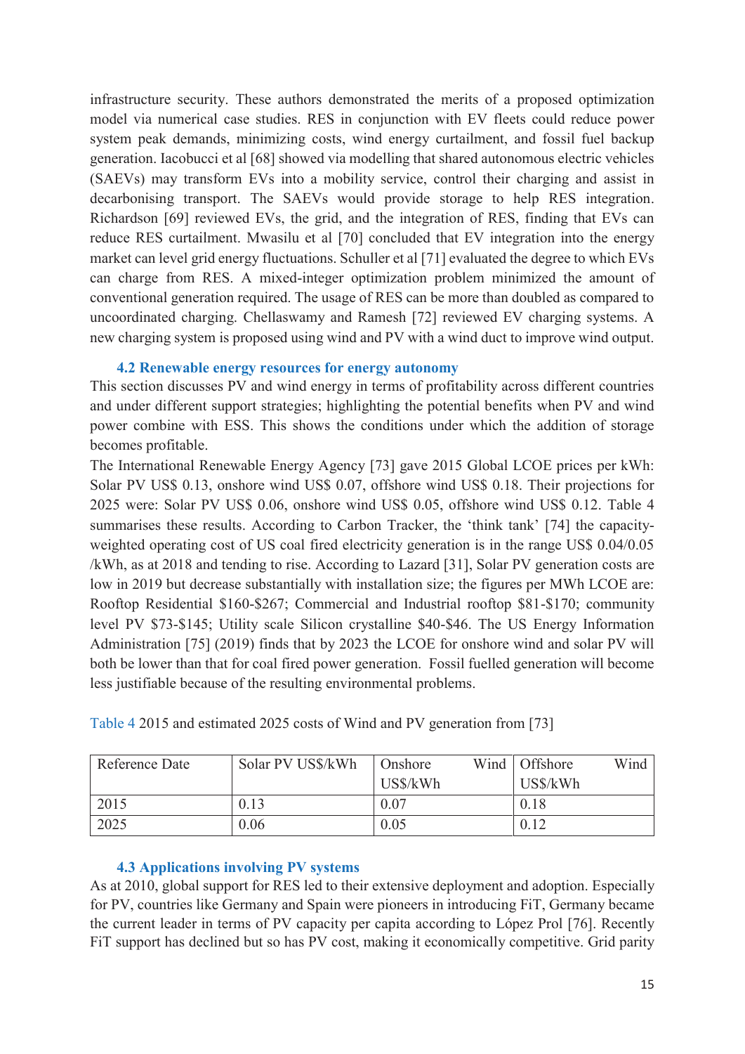infrastructure security. These authors demonstrated the merits of a proposed optimization model via numerical case studies. RES in conjunction with EV fleets could reduce power system peak demands, minimizing costs, wind energy curtailment, and fossil fuel backup generation. Iacobucci et al [68] showed via modelling that shared autonomous electric vehicles (SAEVs) may transform EVs into a mobility service, control their charging and assist in decarbonising transport. The SAEVs would provide storage to help RES integration. Richardson [69] reviewed EVs, the grid, and the integration of RES, finding that EVs can reduce RES curtailment. Mwasilu et al [70] concluded that EV integration into the energy market can level grid energy fluctuations. Schuller et al [71] evaluated the degree to which EVs can charge from RES. A mixed-integer optimization problem minimized the amount of conventional generation required. The usage of RES can be more than doubled as compared to uncoordinated charging. Chellaswamy and Ramesh [72] reviewed EV charging systems. A new charging system is proposed using wind and PV with a wind duct to improve wind output.

### 4.2 Renewable energy resources for energy autonomy

This section discusses PV and wind energy in terms of profitability across different countries and under different support strategies; highlighting the potential benefits when PV and wind power combine with ESS. This shows the conditions under which the addition of storage becomes profitable.

The International Renewable Energy Agency [73] gave 2015 Global LCOE prices per kWh: Solar PV US$ 0.13, onshore wind US$ 0.07, offshore wind US$ 0.18. Their projections for 2025 were: Solar PV US$ 0.06, onshore wind US$ 0.05, offshore wind US$ 0.12. Table 4 summarises these results. According to Carbon Tracker, the 'think tank' [74] the capacity-weighted operating cost of US coal fired electricity generation is in the range US$ 0.04/0.05 /kWh, as at 2018 and tending to rise. According to Lazard [31], Solar PV generation costs are low in 2019 but decrease substantially with installation size; the figures per MWh LCOE are: Rooftop Residential $160-$267; Commercial and Industrial rooftop $81-$170; community level PV $73-$145; Utility scale Silicon crystalline $40-$46. The US Energy Information Administration [75] (2019) finds that by 2023 the LCOE for onshore wind and solar PV will both be lower than that for coal fired power generation. Fossil fuelled generation will become less justifiable because of the resulting environmental problems.

Table 4 2015 and estimated 2025 costs of Wind and PV generation from [73]

| Reference Date | Solar PV US$/kWh | Onshore Wind US$/kWh | Offshore Wind US$/kWh |
|---|---|---|---|
| 2015 | 0.13 | 0.07 | 0.18 |
| 2025 | 0.06 | 0.05 | 0.12 |

### 4.3 Applications involving PV systems

As at 2010, global support for RES led to their extensive deployment and adoption. Especially for PV, countries like Germany and Spain were pioneers in introducing FiT, Germany became the current leader in terms of PV capacity per capita according to López Prol [76]. Recently FiT support has declined but so has PV cost, making it economically competitive. Grid parity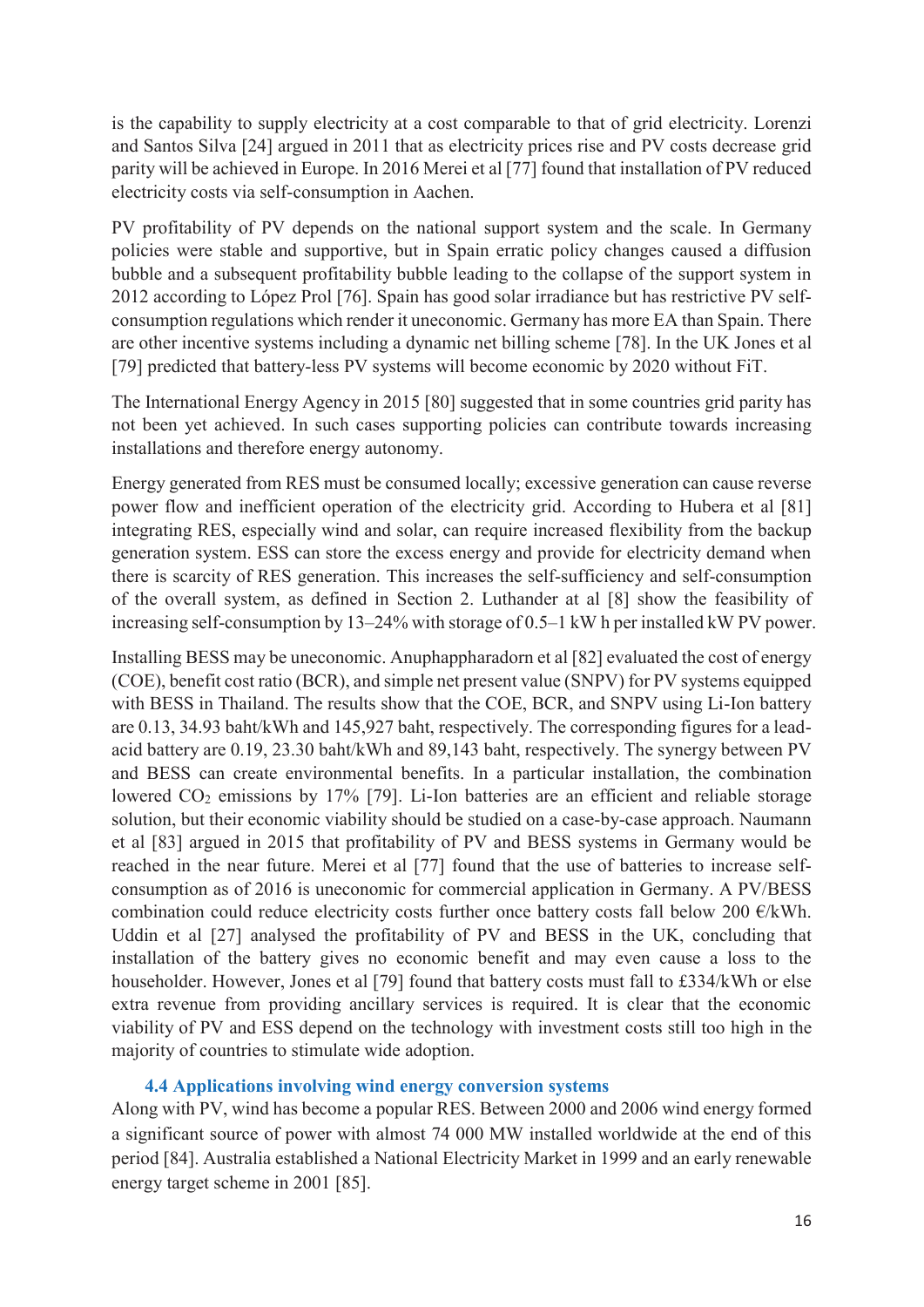is the capability to supply electricity at a cost comparable to that of grid electricity. Lorenzi and Santos Silva [24] argued in 2011 that as electricity prices rise and PV costs decrease grid parity will be achieved in Europe. In 2016 Merei et al [77] found that installation of PV reduced electricity costs via self-consumption in Aachen.

PV profitability of PV depends on the national support system and the scale. In Germany policies were stable and supportive, but in Spain erratic policy changes caused a diffusion bubble and a subsequent profitability bubble leading to the collapse of the support system in 2012 according to López Prol [76]. Spain has good solar irradiance but has restrictive PV self-consumption regulations which render it uneconomic. Germany has more EA than Spain. There are other incentive systems including a dynamic net billing scheme [78]. In the UK Jones et al [79] predicted that battery-less PV systems will become economic by 2020 without FiT.

The International Energy Agency in 2015 [80] suggested that in some countries grid parity has not been yet achieved. In such cases supporting policies can contribute towards increasing installations and therefore energy autonomy.

Energy generated from RES must be consumed locally; excessive generation can cause reverse power flow and inefficient operation of the electricity grid. According to Hubera et al [81] integrating RES, especially wind and solar, can require increased flexibility from the backup generation system. ESS can store the excess energy and provide for electricity demand when there is scarcity of RES generation. This increases the self-sufficiency and self-consumption of the overall system, as defined in Section 2. Luthander at al [8] show the feasibility of increasing self-consumption by 13–24% with storage of 0.5–1 kW h per installed kW PV power.

Installing BESS may be uneconomic. Anuphappharadorn et al [82] evaluated the cost of energy (COE), benefit cost ratio (BCR), and simple net present value (SNPV) for PV systems equipped with BESS in Thailand. The results show that the COE, BCR, and SNPV using Li-Ion battery are 0.13, 34.93 baht/kWh and 145,927 baht, respectively. The corresponding figures for a lead-acid battery are 0.19, 23.30 baht/kWh and 89,143 baht, respectively. The synergy between PV and BESS can create environmental benefits. In a particular installation, the combination lowered $CO_2$ emissions by 17% [79]. Li-Ion batteries are an efficient and reliable storage solution, but their economic viability should be studied on a case-by-case approach. Naumann et al [83] argued in 2015 that profitability of PV and BESS systems in Germany would be reached in the near future. Merei et al [77] found that the use of batteries to increase self-consumption as of 2016 is uneconomic for commercial application in Germany. A PV/BESS combination could reduce electricity costs further once battery costs fall below 200 €/kWh. Uddin et al [27] analysed the profitability of PV and BESS in the UK, concluding that installation of the battery gives no economic benefit and may even cause a loss to the householder. However, Jones et al [79] found that battery costs must fall to £334/kWh or else extra revenue from providing ancillary services is required. It is clear that the economic viability of PV and ESS depend on the technology with investment costs still too high in the majority of countries to stimulate wide adoption.

### 4.4 Applications involving wind energy conversion systems

Along with PV, wind has become a popular RES. Between 2000 and 2006 wind energy formed a significant source of power with almost 74 000 MW installed worldwide at the end of this period [84]. Australia established a National Electricity Market in 1999 and an early renewable energy target scheme in 2001 [85].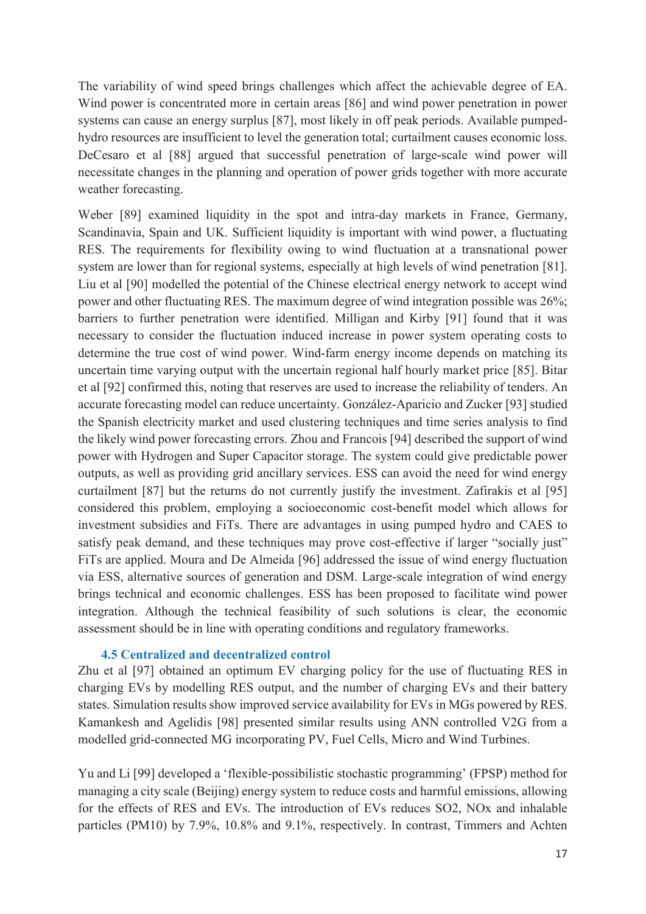The variability of wind speed brings challenges which affect the achievable degree of EA. Wind power is concentrated more in certain areas [86] and wind power penetration in power systems can cause an energy surplus [87], most likely in off peak periods. Available pumped-hydro resources are insufficient to level the generation total; curtailment causes economic loss. DeCesaro et al [88] argued that successful penetration of large-scale wind power will necessitate changes in the planning and operation of power grids together with more accurate weather forecasting.

Weber [89] examined liquidity in the spot and intra-day markets in France, Germany, Scandinavia, Spain and UK. Sufficient liquidity is important with wind power, a fluctuating RES. The requirements for flexibility owing to wind fluctuation at a transnational power system are lower than for regional systems, especially at high levels of wind penetration [81]. Liu et al [90] modelled the potential of the Chinese electrical energy network to accept wind power and other fluctuating RES. The maximum degree of wind integration possible was 26%; barriers to further penetration were identified. Milligan and Kirby [91] found that it was necessary to consider the fluctuation induced increase in power system operating costs to determine the true cost of wind power. Wind-farm energy income depends on matching its uncertain time varying output with the uncertain regional half hourly market price [85]. Bitar et al [92] confirmed this, noting that reserves are used to increase the reliability of tenders. An accurate forecasting model can reduce uncertainty. González-Aparicio and Zucker [93] studied the Spanish electricity market and used clustering techniques and time series analysis to find the likely wind power forecasting errors. Zhou and Francois [94] described the support of wind power with Hydrogen and Super Capacitor storage. The system could give predictable power outputs, as well as providing grid ancillary services. ESS can avoid the need for wind energy curtailment [87] but the returns do not currently justify the investment. Zafirakis et al [95] considered this problem, employing a socioeconomic cost-benefit model which allows for investment subsidies and FiTs. There are advantages in using pumped hydro and CAES to satisfy peak demand, and these techniques may prove cost-effective if larger "socially just" FiTs are applied. Moura and De Almeida [96] addressed the issue of wind energy fluctuation via ESS, alternative sources of generation and DSM. Large-scale integration of wind energy brings technical and economic challenges. ESS has been proposed to facilitate wind power integration. Although the technical feasibility of such solutions is clear, the economic assessment should be in line with operating conditions and regulatory frameworks.

### 4.5 Centralized and decentralized control

Zhu et al [97] obtained an optimum EV charging policy for the use of fluctuating RES in charging EVs by modelling RES output, and the number of charging EVs and their battery states. Simulation results show improved service availability for EVs in MGs powered by RES. Kamankesh and Agelidis [98] presented similar results using ANN controlled V2G from a modelled grid-connected MG incorporating PV, Fuel Cells, Micro and Wind Turbines.

Yu and Li [99] developed a 'flexible-possibilistic stochastic programming' (FPSP) method for managing a city scale (Beijing) energy system to reduce costs and harmful emissions, allowing for the effects of RES and EVs. The introduction of EVs reduces $SO_2$, $NO_x$ and inhalable particles ($PM_{10}$) by 7.9%, 10.8% and 9.1%, respectively. In contrast, Timmers and Achten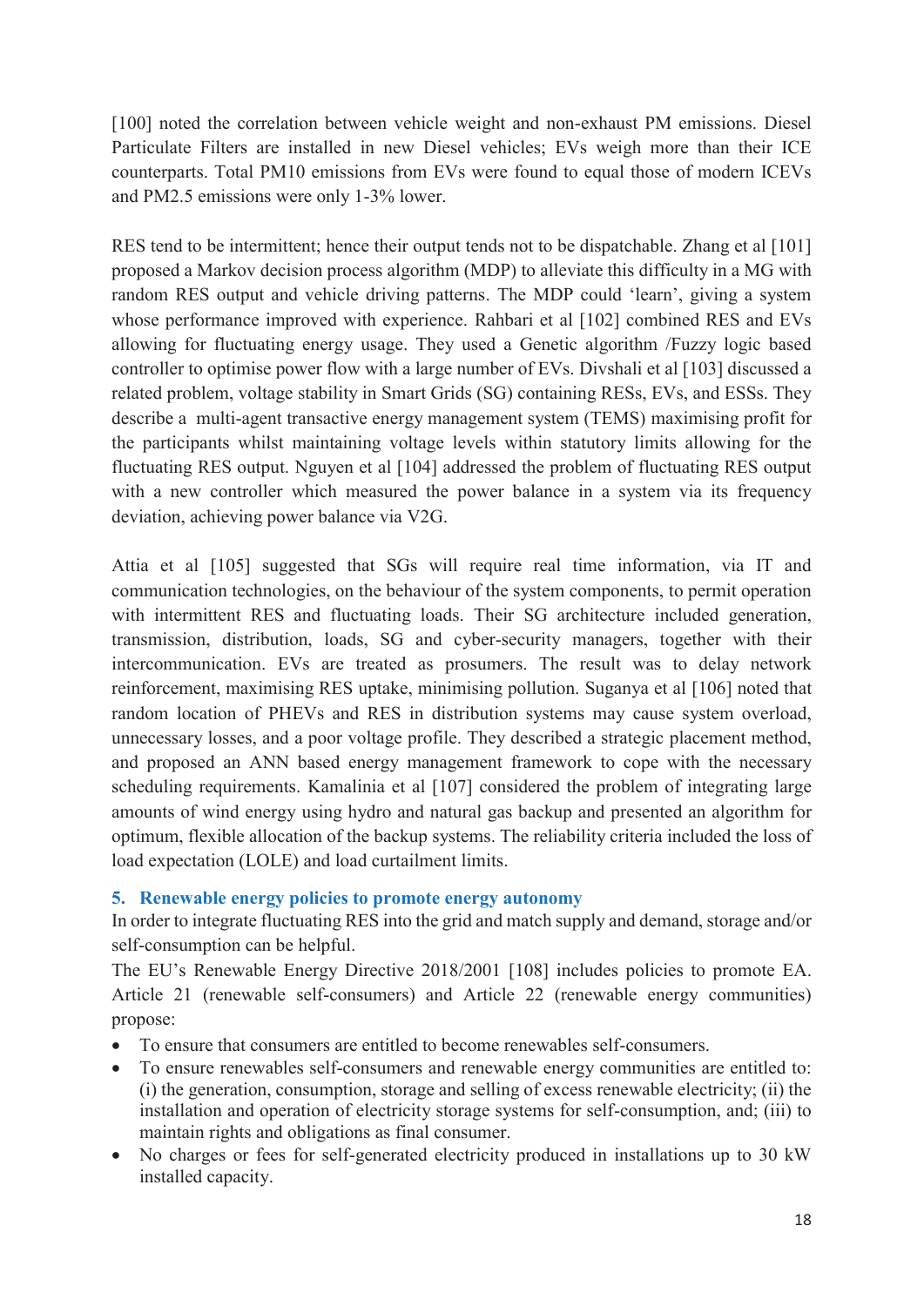[100] noted the correlation between vehicle weight and non-exhaust PM emissions. Diesel Particulate Filters are installed in new Diesel vehicles; EVs weigh more than their ICE counterparts. Total PM10 emissions from EVs were found to equal those of modern ICEVs and PM2.5 emissions were only 1-3% lower.

RES tend to be intermittent; hence their output tends not to be dispatchable. Zhang et al [101] proposed a Markov decision process algorithm (MDP) to alleviate this difficulty in a MG with random RES output and vehicle driving patterns. The MDP could 'learn', giving a system whose performance improved with experience. Rahbari et al [102] combined RES and EVs allowing for fluctuating energy usage. They used a Genetic algorithm /Fuzzy logic based controller to optimise power flow with a large number of EVs. Divshali et al [103] discussed a related problem, voltage stability in Smart Grids (SG) containing RESs, EVs, and ESSs. They describe a multi-agent transactive energy management system (TEMS) maximising profit for the participants whilst maintaining voltage levels within statutory limits allowing for the fluctuating RES output. Nguyen et al [104] addressed the problem of fluctuating RES output with a new controller which measured the power balance in a system via its frequency deviation, achieving power balance via V2G.

Attia et al [105] suggested that SGs will require real time information, via IT and communication technologies, on the behaviour of the system components, to permit operation with intermittent RES and fluctuating loads. Their SG architecture included generation, transmission, distribution, loads, SG and cyber-security managers, together with their intercommunication. EVs are treated as prosumers. The result was to delay network reinforcement, maximising RES uptake, minimising pollution. Suganya et al [106] noted that random location of PHEVs and RES in distribution systems may cause system overload, unnecessary losses, and a poor voltage profile. They described a strategic placement method, and proposed an ANN based energy management framework to cope with the necessary scheduling requirements. Kamalinia et al [107] considered the problem of integrating large amounts of wind energy using hydro and natural gas backup and presented an algorithm for optimum, flexible allocation of the backup systems. The reliability criteria included the loss of load expectation (LOLE) and load curtailment limits.

## 5. Renewable energy policies to promote energy autonomy

In order to integrate fluctuating RES into the grid and match supply and demand, storage and/or self-consumption can be helpful.

The EU's Renewable Energy Directive 2018/2001 [108] includes policies to promote EA. Article 21 (renewable self-consumers) and Article 22 (renewable energy communities) propose:

- To ensure that consumers are entitled to become renewables self-consumers.
- To ensure renewables self-consumers and renewable energy communities are entitled to: (i) the generation, consumption, storage and selling of excess renewable electricity; (ii) the installation and operation of electricity storage systems for self-consumption, and; (iii) to maintain rights and obligations as final consumer.
- No charges or fees for self-generated electricity produced in installations up to 30 kW installed capacity.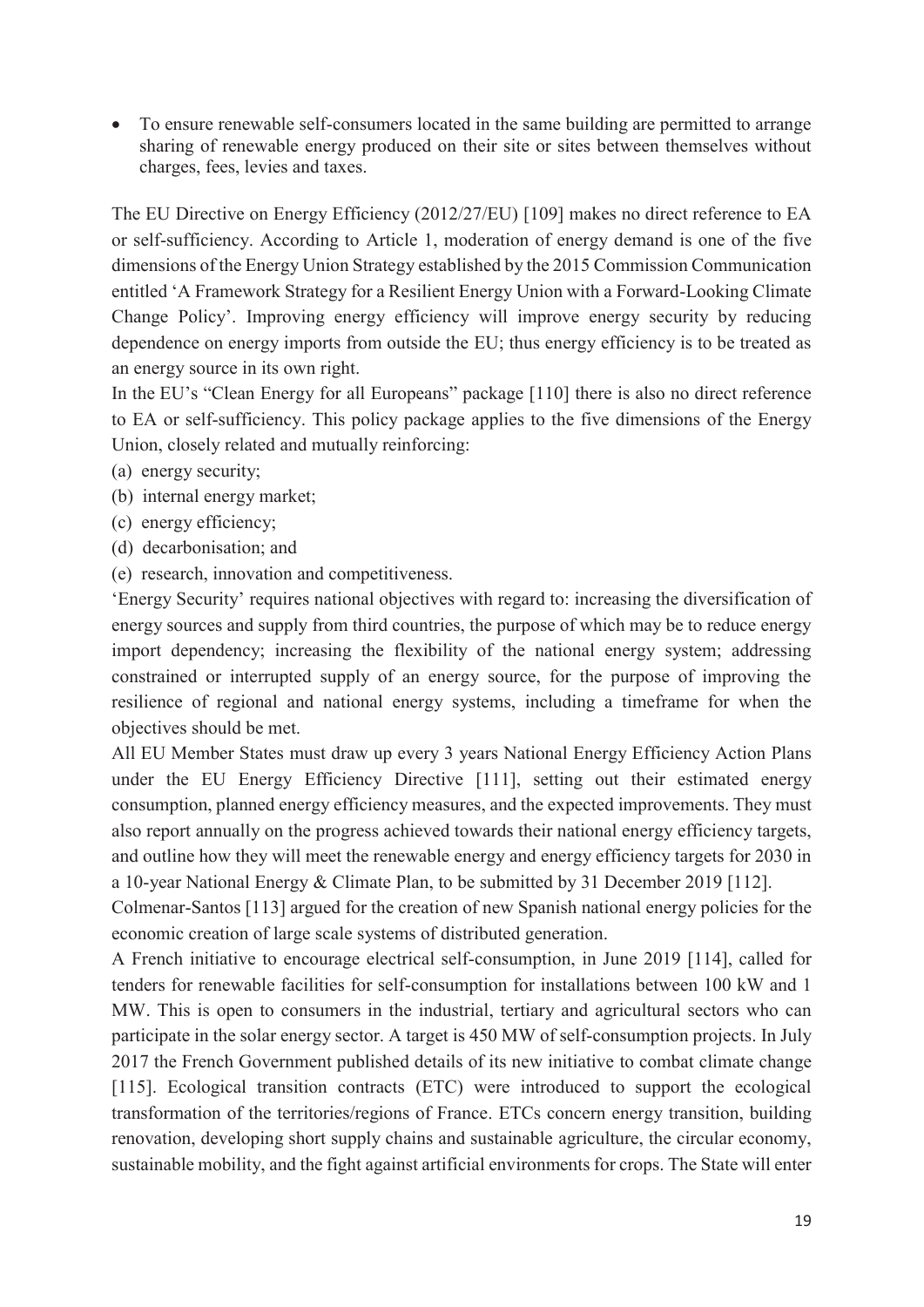- To ensure renewable self-consumers located in the same building are permitted to arrange sharing of renewable energy produced on their site or sites between themselves without charges, fees, levies and taxes.

The EU Directive on Energy Efficiency (2012/27/EU) [109] makes no direct reference to EA or self-sufficiency. According to Article 1, moderation of energy demand is one of the five dimensions of the Energy Union Strategy established by the 2015 Commission Communication entitled 'A Framework Strategy for a Resilient Energy Union with a Forward-Looking Climate Change Policy'. Improving energy efficiency will improve energy security by reducing dependence on energy imports from outside the EU; thus energy efficiency is to be treated as an energy source in its own right.

In the EU's "Clean Energy for all Europeans" package [110] there is also no direct reference to EA or self-sufficiency. This policy package applies to the five dimensions of the Energy Union, closely related and mutually reinforcing:

(a) energy security;
(b) internal energy market;
(c) energy efficiency;
(d) decarbonisation; and
(e) research, innovation and competitiveness.

'Energy Security' requires national objectives with regard to: increasing the diversification of energy sources and supply from third countries, the purpose of which may be to reduce energy import dependency; increasing the flexibility of the national energy system; addressing constrained or interrupted supply of an energy source, for the purpose of improving the resilience of regional and national energy systems, including a timeframe for when the objectives should be met.

All EU Member States must draw up every 3 years National Energy Efficiency Action Plans under the EU Energy Efficiency Directive [111], setting out their estimated energy consumption, planned energy efficiency measures, and the expected improvements. They must also report annually on the progress achieved towards their national energy efficiency targets, and outline how they will meet the renewable energy and energy efficiency targets for 2030 in a 10-year National Energy & Climate Plan, to be submitted by 31 December 2019 [112].

Colmenar-Santos [113] argued for the creation of new Spanish national energy policies for the economic creation of large scale systems of distributed generation.

A French initiative to encourage electrical self-consumption, in June 2019 [114], called for tenders for renewable facilities for self-consumption for installations between 100 kW and 1 MW. This is open to consumers in the industrial, tertiary and agricultural sectors who can participate in the solar energy sector. A target is 450 MW of self-consumption projects. In July 2017 the French Government published details of its new initiative to combat climate change [115]. Ecological transition contracts (ETC) were introduced to support the ecological transformation of the territories/regions of France. ETCs concern energy transition, building renovation, developing short supply chains and sustainable agriculture, the circular economy, sustainable mobility, and the fight against artificial environments for crops. The State will enter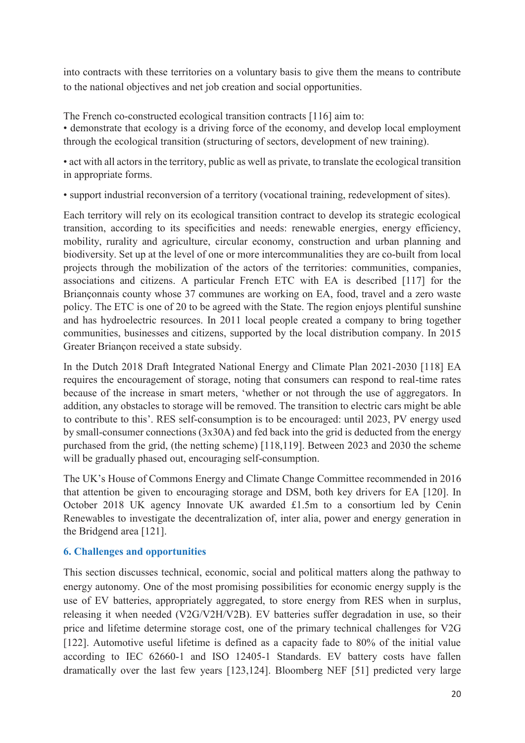into contracts with these territories on a voluntary basis to give them the means to contribute to the national objectives and net job creation and social opportunities.

The French co-constructed ecological transition contracts [116] aim to:

• demonstrate that ecology is a driving force of the economy, and develop local employment through the ecological transition (structuring of sectors, development of new training).

• act with all actors in the territory, public as well as private, to translate the ecological transition in appropriate forms.

• support industrial reconversion of a territory (vocational training, redevelopment of sites).

Each territory will rely on its ecological transition contract to develop its strategic ecological transition, according to its specificities and needs: renewable energies, energy efficiency, mobility, rurality and agriculture, circular economy, construction and urban planning and biodiversity. Set up at the level of one or more intercommunalities they are co-built from local projects through the mobilization of the actors of the territories: communities, companies, associations and citizens. A particular French ETC with EA is described [117] for the Briançonnais county whose 37 communes are working on EA, food, travel and a zero waste policy. The ETC is one of 20 to be agreed with the State. The region enjoys plentiful sunshine and has hydroelectric resources. In 2011 local people created a company to bring together communities, businesses and citizens, supported by the local distribution company. In 2015 Greater Briançon received a state subsidy.

In the Dutch 2018 Draft Integrated National Energy and Climate Plan 2021-2030 [118] EA requires the encouragement of storage, noting that consumers can respond to real-time rates because of the increase in smart meters, 'whether or not through the use of aggregators. In addition, any obstacles to storage will be removed. The transition to electric cars might be able to contribute to this'. RES self-consumption is to be encouraged: until 2023, PV energy used by small-consumer connections (3x30A) and fed back into the grid is deducted from the energy purchased from the grid, (the netting scheme) [118,119]. Between 2023 and 2030 the scheme will be gradually phased out, encouraging self-consumption.

The UK's House of Commons Energy and Climate Change Committee recommended in 2016 that attention be given to encouraging storage and DSM, both key drivers for EA [120]. In October 2018 UK agency Innovate UK awarded £1.5m to a consortium led by Cenin Renewables to investigate the decentralization of, inter alia, power and energy generation in the Bridgend area [121].

## 6. Challenges and opportunities

This section discusses technical, economic, social and political matters along the pathway to energy autonomy. One of the most promising possibilities for economic energy supply is the use of EV batteries, appropriately aggregated, to store energy from RES when in surplus, releasing it when needed (V2G/V2H/V2B). EV batteries suffer degradation in use, so their price and lifetime determine storage cost, one of the primary technical challenges for V2G [122]. Automotive useful lifetime is defined as a capacity fade to 80% of the initial value according to IEC 62660-1 and ISO 12405-1 Standards. EV battery costs have fallen dramatically over the last few years [123,124]. Bloomberg NEF [51] predicted very large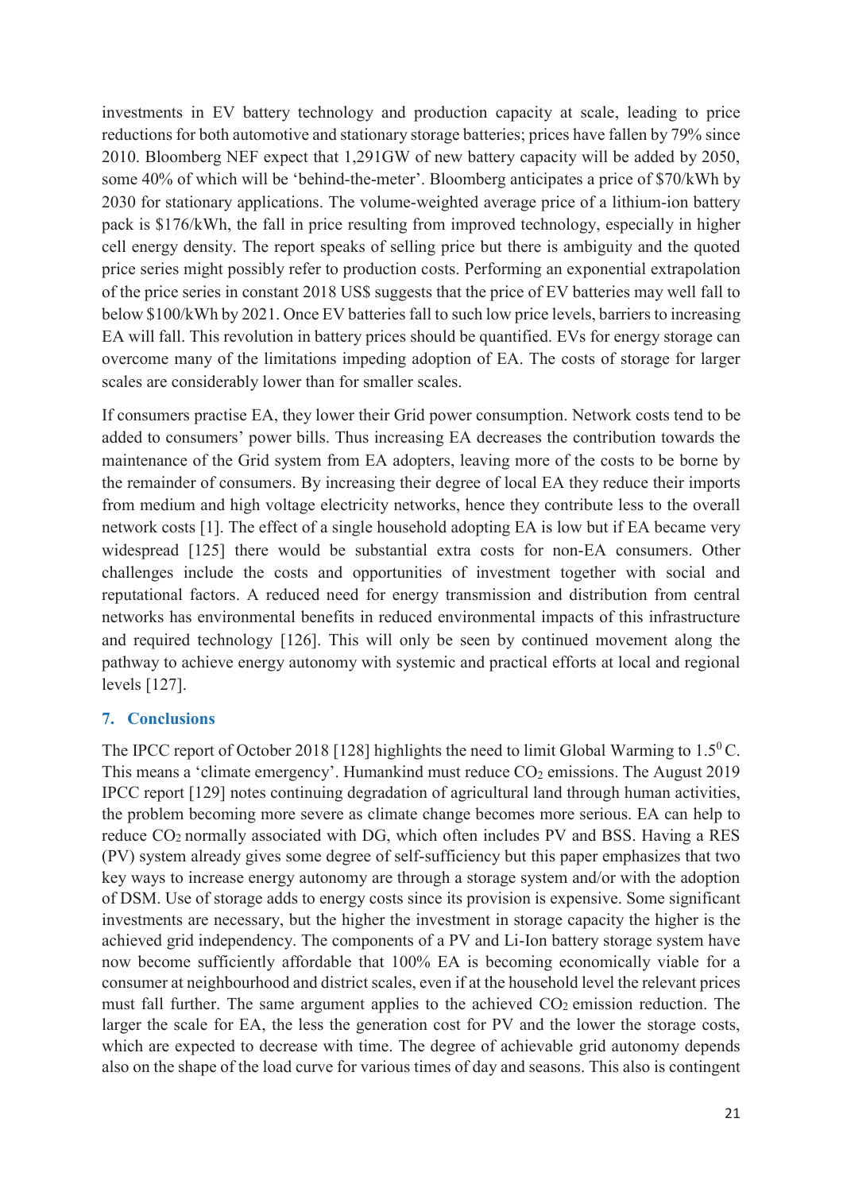investments in EV battery technology and production capacity at scale, leading to price reductions for both automotive and stationary storage batteries; prices have fallen by 79% since 2010. Bloomberg NEF expect that 1,291GW of new battery capacity will be added by 2050, some 40% of which will be 'behind-the-meter'. Bloomberg anticipates a price of \$70/kWh by 2030 for stationary applications. The volume-weighted average price of a lithium-ion battery pack is \$176/kWh, the fall in price resulting from improved technology, especially in higher cell energy density. The report speaks of selling price but there is ambiguity and the quoted price series might possibly refer to production costs. Performing an exponential extrapolation of the price series in constant 2018 US\$ suggests that the price of EV batteries may well fall to below \$100/kWh by 2021. Once EV batteries fall to such low price levels, barriers to increasing EA will fall. This revolution in battery prices should be quantified. EVs for energy storage can overcome many of the limitations impeding adoption of EA. The costs of storage for larger scales are considerably lower than for smaller scales.

If consumers practise EA, they lower their Grid power consumption. Network costs tend to be added to consumers' power bills. Thus increasing EA decreases the contribution towards the maintenance of the Grid system from EA adopters, leaving more of the costs to be borne by the remainder of consumers. By increasing their degree of local EA they reduce their imports from medium and high voltage electricity networks, hence they contribute less to the overall network costs [1]. The effect of a single household adopting EA is low but if EA became very widespread [125] there would be substantial extra costs for non-EA consumers. Other challenges include the costs and opportunities of investment together with social and reputational factors. A reduced need for energy transmission and distribution from central networks has environmental benefits in reduced environmental impacts of this infrastructure and required technology [126]. This will only be seen by continued movement along the pathway to achieve energy autonomy with systemic and practical efforts at local and regional levels [127].

## 7. Conclusions

The IPCC report of October 2018 [128] highlights the need to limit Global Warming to $1.5^0$ C. This means a 'climate emergency'. Humankind must reduce $CO_2$ emissions. The August 2019 IPCC report [129] notes continuing degradation of agricultural land through human activities, the problem becoming more severe as climate change becomes more serious. EA can help to reduce $CO_2$ normally associated with DG, which often includes PV and BSS. Having a RES (PV) system already gives some degree of self-sufficiency but this paper emphasizes that two key ways to increase energy autonomy are through a storage system and/or with the adoption of DSM. Use of storage adds to energy costs since its provision is expensive. Some significant investments are necessary, but the higher the investment in storage capacity the higher is the achieved grid independency. The components of a PV and Li-Ion battery storage system have now become sufficiently affordable that 100% EA is becoming economically viable for a consumer at neighbourhood and district scales, even if at the household level the relevant prices must fall further. The same argument applies to the achieved $CO_2$ emission reduction. The larger the scale for EA, the less the generation cost for PV and the lower the storage costs, which are expected to decrease with time. The degree of achievable grid autonomy depends also on the shape of the load curve for various times of day and seasons. This also is contingent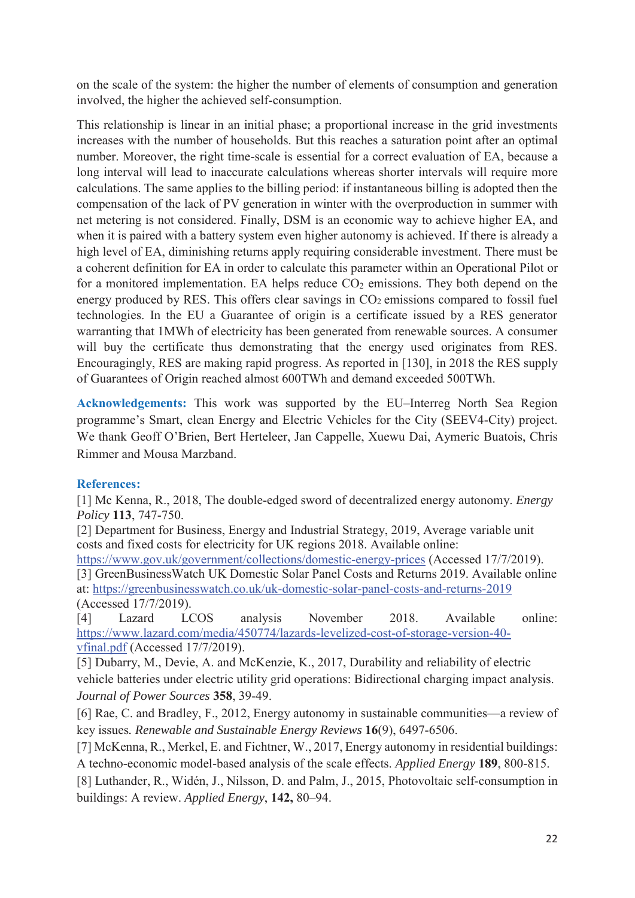on the scale of the system: the higher the number of elements of consumption and generation involved, the higher the achieved self-consumption.

This relationship is linear in an initial phase; a proportional increase in the grid investments increases with the number of households. But this reaches a saturation point after an optimal number. Moreover, the right time-scale is essential for a correct evaluation of EA, because a long interval will lead to inaccurate calculations whereas shorter intervals will require more calculations. The same applies to the billing period: if instantaneous billing is adopted then the compensation of the lack of PV generation in winter with the overproduction in summer with net metering is not considered. Finally, DSM is an economic way to achieve higher EA, and when it is paired with a battery system even higher autonomy is achieved. If there is already a high level of EA, diminishing returns apply requiring considerable investment. There must be a coherent definition for EA in order to calculate this parameter within an Operational Pilot or for a monitored implementation. EA helps reduce $CO_2$ emissions. They both depend on the energy produced by RES. This offers clear savings in $CO_2$ emissions compared to fossil fuel technologies. In the EU a Guarantee of origin is a certificate issued by a RES generator warranting that 1MWh of electricity has been generated from renewable sources. A consumer will buy the certificate thus demonstrating that the energy used originates from RES. Encouragingly, RES are making rapid progress. As reported in [130], in 2018 the RES supply of Guarantees of Origin reached almost 600TWh and demand exceeded 500TWh.

**Acknowledgements:** This work was supported by the EU–Interreg North Sea Region programme's Smart, clean Energy and Electric Vehicles for the City (SEEV4-City) project. We thank Geoff O'Brien, Bert Herteleer, Jan Cappelle, Xuewu Dai, Aymeric Buatois, Chris Rimmer and Mousa Marzband.

## References:

[1] Mc Kenna, R., 2018, The double-edged sword of decentralized energy autonomy. *Energy Policy* **113**, 747-750.

[2] Department for Business, Energy and Industrial Strategy, 2019, Average variable unit costs and fixed costs for electricity for UK regions 2018. Available online: https://www.gov.uk/government/collections/domestic-energy-prices (Accessed 17/7/2019).

[3] GreenBusinessWatch UK Domestic Solar Panel Costs and Returns 2019. Available online at: https://greenbusinesswatch.co.uk/uk-domestic-solar-panel-costs-and-returns-2019 (Accessed 17/7/2019).

[4] Lazard LCOS analysis November 2018. Available online: https://www.lazard.com/media/450774/lazards-levelized-cost-of-storage-version-40-vfinal.pdf (Accessed 17/7/2019).

[5] Dubarry, M., Devie, A. and McKenzie, K., 2017, Durability and reliability of electric vehicle batteries under electric utility grid operations: Bidirectional charging impact analysis. *Journal of Power Sources* **358**, 39-49.

[6] Rae, C. and Bradley, F., 2012, Energy autonomy in sustainable communities—a review of key issues*. Renewable and Sustainable Energy Reviews* **16**(9), 6497-6506.

[7] McKenna, R., Merkel, E. and Fichtner, W., 2017, Energy autonomy in residential buildings: A techno-economic model-based analysis of the scale effects. *Applied Energy* **189**, 800-815.

[8] Luthander, R., Widén, J., Nilsson, D. and Palm, J., 2015, Photovoltaic self-consumption in buildings: A review. *Applied Energy*, **142,** 80–94.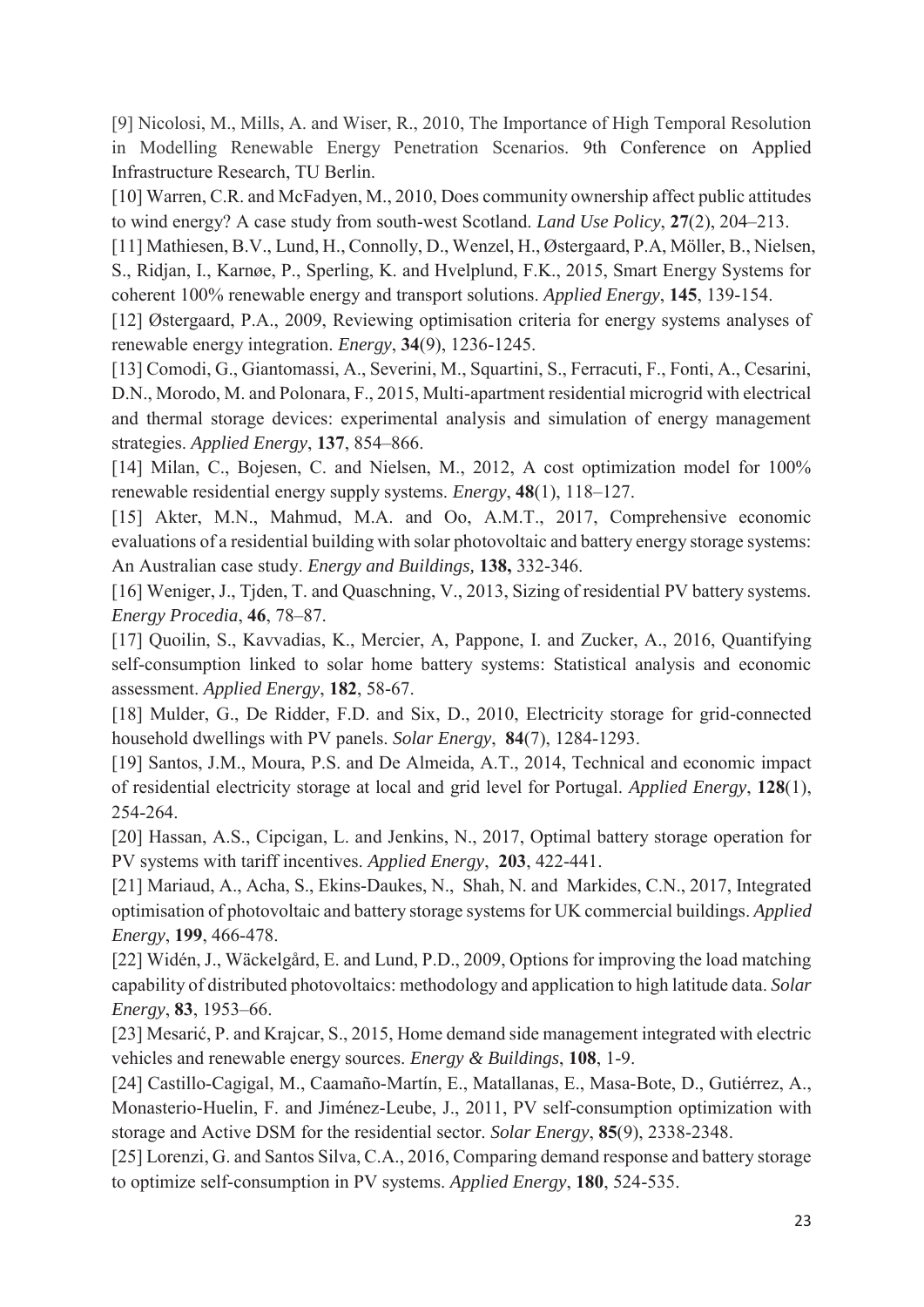[9] Nicolosi, M., Mills, A. and Wiser, R., 2010, The Importance of High Temporal Resolution in Modelling Renewable Energy Penetration Scenarios. 9th Conference on Applied Infrastructure Research, TU Berlin.

[10] Warren, C.R. and McFadyen, M., 2010, Does community ownership affect public attitudes to wind energy? A case study from south-west Scotland. *Land Use Policy*, **27**(2), 204–213.

[11] Mathiesen, B.V., Lund, H., Connolly, D., Wenzel, H., Østergaard, P.A, Möller, B., Nielsen, S., Ridjan, I., Karnøe, P., Sperling, K. and Hvelplund, F.K., 2015, Smart Energy Systems for coherent 100% renewable energy and transport solutions. *Applied Energy*, **145**, 139-154.

[12] Østergaard, P.A., 2009, Reviewing optimisation criteria for energy systems analyses of renewable energy integration. *Energy*, **34**(9), 1236-1245.

[13] Comodi, G., Giantomassi, A., Severini, M., Squartini, S., Ferracuti, F., Fonti, A., Cesarini, D.N., Morodo, M. and Polonara, F., 2015, Multi-apartment residential microgrid with electrical and thermal storage devices: experimental analysis and simulation of energy management strategies. *Applied Energy*, **137**, 854–866.

[14] Milan, C., Bojesen, C. and Nielsen, M., 2012, A cost optimization model for 100% renewable residential energy supply systems. *Energy*, **48**(1), 118–127.

[15] Akter, M.N., Mahmud, M.A. and Oo, A.M.T., 2017, Comprehensive economic evaluations of a residential building with solar photovoltaic and battery energy storage systems: An Australian case study. *Energy and Buildings,* **138,** 332-346.

[16] Weniger, J., Tjden, T. and Quaschning, V., 2013, Sizing of residential PV battery systems. *Energy Procedia*, **46**, 78–87.

[17] Quoilin, S., Kavvadias, K., Mercier, A, Pappone, I. and Zucker, A., 2016, Quantifying self-consumption linked to solar home battery systems: Statistical analysis and economic assessment. *Applied Energy*, **182**, 58-67.

[18] Mulder, G., De Ridder, F.D. and Six, D., 2010, Electricity storage for grid-connected household dwellings with PV panels. *Solar Energy*, **84**(7), 1284-1293.

[19] Santos, J.M., Moura, P.S. and De Almeida, A.T., 2014, Technical and economic impact of residential electricity storage at local and grid level for Portugal. *Applied Energy*, **128**(1), 254-264.

[20] Hassan, A.S., Cipcigan, L. and Jenkins, N., 2017, Optimal battery storage operation for PV systems with tariff incentives. *Applied Energy*, **203**, 422-441.

[21] Mariaud, A., Acha, S., Ekins-Daukes, N., Shah, N. and Markides, C.N., 2017, Integrated optimisation of photovoltaic and battery storage systems for UK commercial buildings. *Applied Energy*, **199**, 466-478.

[22] Widén, J., Wäckelgård, E. and Lund, P.D., 2009, Options for improving the load matching capability of distributed photovoltaics: methodology and application to high latitude data. *Solar Energy*, **83**, 1953–66.

[23] Mesarić, P. and Krajcar, S., 2015, Home demand side management integrated with electric vehicles and renewable energy sources. *Energy & Buildings*, **108**, 1-9.

[24] Castillo-Cagigal, M., Caamaño-Martín, E., Matallanas, E., Masa-Bote, D., Gutiérrez, A., Monasterio-Huelin, F. and Jiménez-Leube, J., 2011, PV self-consumption optimization with storage and Active DSM for the residential sector. *Solar Energy*, **85**(9), 2338-2348.

[25] Lorenzi, G. and Santos Silva, C.A., 2016, Comparing demand response and battery storage to optimize self-consumption in PV systems. *Applied Energy*, **180**, 524-535.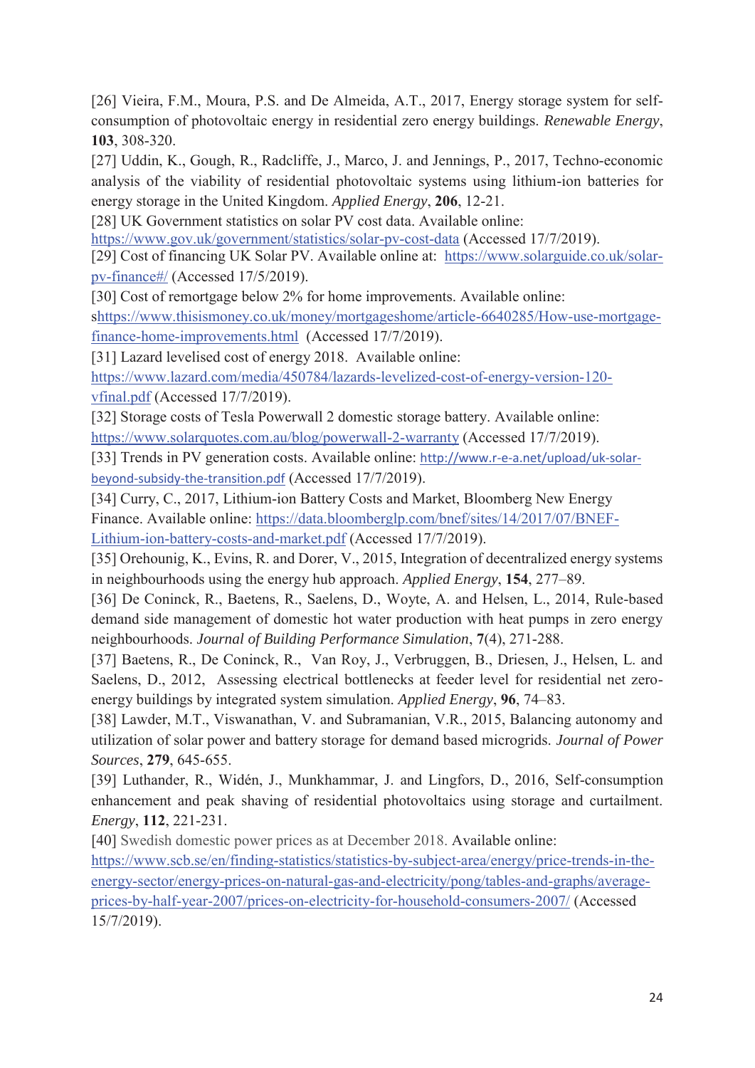[26] Vieira, F.M., Moura, P.S. and De Almeida, A.T., 2017, Energy storage system for self-consumption of photovoltaic energy in residential zero energy buildings. *Renewable Energy*, **103**, 308-320.

[27] Uddin, K., Gough, R., Radcliffe, J., Marco, J. and Jennings, P., 2017, Techno-economic analysis of the viability of residential photovoltaic systems using lithium-ion batteries for energy storage in the United Kingdom. *Applied Energy*, **206**, 12-21.

[28] UK Government statistics on solar PV cost data. Available online: https://www.gov.uk/government/statistics/solar-pv-cost-data (Accessed 17/7/2019).

[29] Cost of financing UK Solar PV. Available online at: https://www.solarguide.co.uk/solar-pv-finance#/ (Accessed 17/5/2019).

[30] Cost of remortgage below 2% for home improvements. Available online: shttps://www.thisismoney.co.uk/money/mortgageshome/article-6640285/How-use-mortgage-finance-home-improvements.html (Accessed 17/7/2019).

[31] Lazard levelised cost of energy 2018. Available online: https://www.lazard.com/media/450784/lazards-levelized-cost-of-energy-version-120-vfinal.pdf (Accessed 17/7/2019).

[32] Storage costs of Tesla Powerwall 2 domestic storage battery. Available online: https://www.solarquotes.com.au/blog/powerwall-2-warranty (Accessed 17/7/2019).

[33] Trends in PV generation costs. Available online: http://www.r-e-a.net/upload/uk-solar-beyond-subsidy-the-transition.pdf (Accessed 17/7/2019).

[34] Curry, C., 2017, Lithium-ion Battery Costs and Market, Bloomberg New Energy Finance. Available online: https://data.bloomberglp.com/bnef/sites/14/2017/07/BNEF-Lithium-ion-battery-costs-and-market.pdf (Accessed 17/7/2019).

[35] Orehounig, K., Evins, R. and Dorer, V., 2015, Integration of decentralized energy systems in neighbourhoods using the energy hub approach. *Applied Energy*, **154**, 277–89.

[36] De Coninck, R., Baetens, R., Saelens, D., Woyte, A. and Helsen, L., 2014, Rule-based demand side management of domestic hot water production with heat pumps in zero energy neighbourhoods. *Journal of Building Performance Simulation*, **7**(4), 271-288.

[37] Baetens, R., De Coninck, R., Van Roy, J., Verbruggen, B., Driesen, J., Helsen, L. and Saelens, D., 2012, Assessing electrical bottlenecks at feeder level for residential net zero-energy buildings by integrated system simulation. *Applied Energy*, **96**, 74–83.

[38] Lawder, M.T., Viswanathan, V. and Subramanian, V.R., 2015, Balancing autonomy and utilization of solar power and battery storage for demand based microgrids. *Journal of Power Sources*, **279**, 645-655.

[39] Luthander, R., Widén, J., Munkhammar, J. and Lingfors, D., 2016, Self-consumption enhancement and peak shaving of residential photovoltaics using storage and curtailment. *Energy*, **112**, 221-231.

[40] Swedish domestic power prices as at December 2018. Available online: https://www.scb.se/en/finding-statistics/statistics-by-subject-area/energy/price-trends-in-the-energy-sector/energy-prices-on-natural-gas-and-electricity/pong/tables-and-graphs/average-prices-by-half-year-2007/prices-on-electricity-for-household-consumers-2007/ (Accessed 15/7/2019).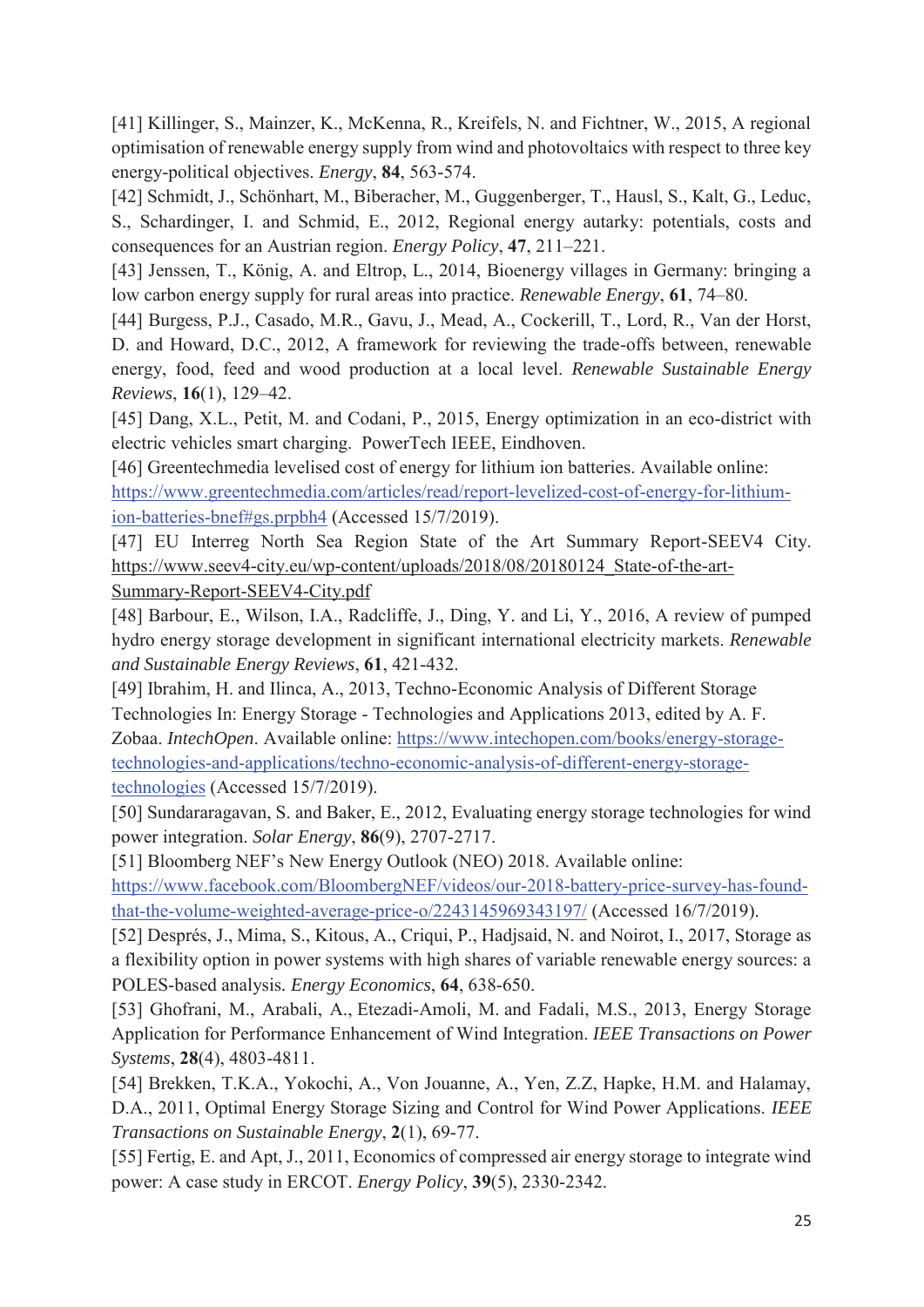[41] Killinger, S., Mainzer, K., McKenna, R., Kreifels, N. and Fichtner, W., 2015, A regional optimisation of renewable energy supply from wind and photovoltaics with respect to three key energy-political objectives. *Energy*, **84**, 563-574.

[42] Schmidt, J., Schönhart, M., Biberacher, M., Guggenberger, T., Hausl, S., Kalt, G., Leduc, S., Schardinger, I. and Schmid, E., 2012, Regional energy autarky: potentials, costs and consequences for an Austrian region. *Energy Policy*, **47**, 211–221.

[43] Jenssen, T., König, A. and Eltrop, L., 2014, Bioenergy villages in Germany: bringing a low carbon energy supply for rural areas into practice. *Renewable Energy*, **61**, 74–80.

[44] Burgess, P.J., Casado, M.R., Gavu, J., Mead, A., Cockerill, T., Lord, R., Van der Horst, D. and Howard, D.C., 2012, A framework for reviewing the trade-offs between, renewable energy, food, feed and wood production at a local level. *Renewable Sustainable Energy Reviews*, **16**(1), 129–42.

[45] Dang, X.L., Petit, M. and Codani, P., 2015, Energy optimization in an eco-district with electric vehicles smart charging. PowerTech IEEE, Eindhoven.

[46] Greentechmedia levelised cost of energy for lithium ion batteries. Available online: https://www.greentechmedia.com/articles/read/report-levelized-cost-of-energy-for-lithium-ion-batteries-bnef#gs.prpbh4 (Accessed 15/7/2019).

[47] EU Interreg North Sea Region State of the Art Summary Report-SEEV4 City. https://www.seev4-city.eu/wp-content/uploads/2018/08/20180124_State-of-the-art-Summary-Report-SEEV4-City.pdf

[48] Barbour, E., Wilson, I.A., Radcliffe, J., Ding, Y. and Li, Y., 2016, A review of pumped hydro energy storage development in significant international electricity markets. *Renewable and Sustainable Energy Reviews*, **61**, 421-432.

[49] Ibrahim, H. and Ilinca, A., 2013, Techno-Economic Analysis of Different Storage Technologies In: Energy Storage - Technologies and Applications 2013, edited by A. F. Zobaa. *IntechOpen*. Available online: https://www.intechopen.com/books/energy-storage-technologies-and-applications/techno-economic-analysis-of-different-energy-storage-technologies (Accessed 15/7/2019).

[50] Sundararagavan, S. and Baker, E., 2012, Evaluating energy storage technologies for wind power integration. *Solar Energy*, **86**(9), 2707-2717.

[51] Bloomberg NEF's New Energy Outlook (NEO) 2018. Available online: https://www.facebook.com/BloombergNEF/videos/our-2018-battery-price-survey-has-found-that-the-volume-weighted-average-price-o/2243145969343197/ (Accessed 16/7/2019).

[52] Després, J., Mima, S., Kitous, A., Criqui, P., Hadjsaid, N. and Noirot, I., 2017, Storage as a flexibility option in power systems with high shares of variable renewable energy sources: a POLES-based analysis. *Energy Economics*, **64**, 638-650.

[53] Ghofrani, M., Arabali, A., Etezadi-Amoli, M. and Fadali, M.S., 2013, Energy Storage Application for Performance Enhancement of Wind Integration. *IEEE Transactions on Power Systems*, **28**(4), 4803-4811.

[54] Brekken, T.K.A., Yokochi, A., Von Jouanne, A., Yen, Z.Z, Hapke, H.M. and Halamay, D.A., 2011, Optimal Energy Storage Sizing and Control for Wind Power Applications. *IEEE Transactions on Sustainable Energy*, **2**(1), 69-77.

[55] Fertig, E. and Apt, J., 2011, Economics of compressed air energy storage to integrate wind power: A case study in ERCOT. *Energy Policy*, **39**(5), 2330-2342.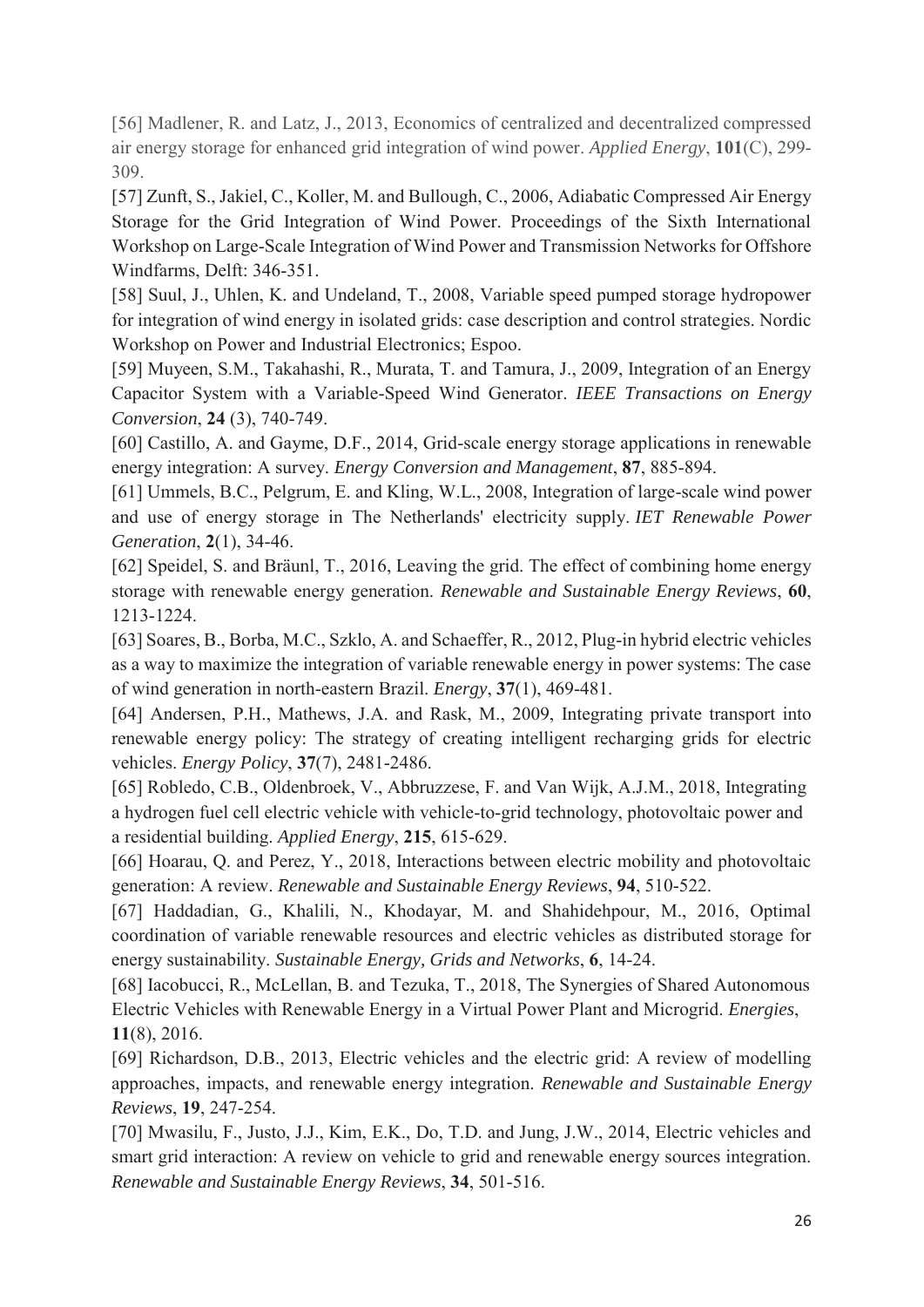[56] Madlener, R. and Latz, J., 2013, Economics of centralized and decentralized compressed air energy storage for enhanced grid integration of wind power. *Applied Energy*, **101**(C), 299-309.

[57] Zunft, S., Jakiel, C., Koller, M. and Bullough, C., 2006, Adiabatic Compressed Air Energy Storage for the Grid Integration of Wind Power. Proceedings of the Sixth International Workshop on Large-Scale Integration of Wind Power and Transmission Networks for Offshore Windfarms, Delft: 346-351.

[58] Suul, J., Uhlen, K. and Undeland, T., 2008, Variable speed pumped storage hydropower for integration of wind energy in isolated grids: case description and control strategies. Nordic Workshop on Power and Industrial Electronics; Espoo.

[59] Muyeen, S.M., Takahashi, R., Murata, T. and Tamura, J., 2009, Integration of an Energy Capacitor System with a Variable-Speed Wind Generator. *IEEE Transactions on Energy Conversion*, **24** (3), 740-749.

[60] Castillo, A. and Gayme, D.F., 2014, Grid-scale energy storage applications in renewable energy integration: A survey. *Energy Conversion and Management*, **87**, 885-894.

[61] Ummels, B.C., Pelgrum, E. and Kling, W.L., 2008, Integration of large-scale wind power and use of energy storage in The Netherlands' electricity supply. *IET Renewable Power Generation*, **2**(1), 34-46.

[62] Speidel, S. and Bräunl, T., 2016, Leaving the grid. The effect of combining home energy storage with renewable energy generation. *Renewable and Sustainable Energy Reviews*, **60**, 1213-1224.

[63] Soares, B., Borba, M.C., Szklo, A. and Schaeffer, R., 2012, Plug-in hybrid electric vehicles as a way to maximize the integration of variable renewable energy in power systems: The case of wind generation in north-eastern Brazil. *Energy*, **37**(1), 469-481.

[64] Andersen, P.H., Mathews, J.A. and Rask, M., 2009, Integrating private transport into renewable energy policy: The strategy of creating intelligent recharging grids for electric vehicles. *Energy Policy*, **37**(7), 2481-2486.

[65] Robledo, C.B., Oldenbroek, V., Abbruzzese, F. and Van Wijk, A.J.M., 2018, Integrating a hydrogen fuel cell electric vehicle with vehicle-to-grid technology, photovoltaic power and a residential building. *Applied Energy*, **215**, 615-629.

[66] Hoarau, Q. and Perez, Y., 2018, Interactions between electric mobility and photovoltaic generation: A review. *Renewable and Sustainable Energy Reviews*, **94**, 510-522.

[67] Haddadian, G., Khalili, N., Khodayar, M. and Shahidehpour, M., 2016, Optimal coordination of variable renewable resources and electric vehicles as distributed storage for energy sustainability. *Sustainable Energy, Grids and Networks*, **6**, 14-24.

[68] Iacobucci, R., McLellan, B. and Tezuka, T., 2018, The Synergies of Shared Autonomous Electric Vehicles with Renewable Energy in a Virtual Power Plant and Microgrid. *Energies*, **11**(8), 2016.

[69] Richardson, D.B., 2013, Electric vehicles and the electric grid: A review of modelling approaches, impacts, and renewable energy integration. *Renewable and Sustainable Energy Reviews*, **19**, 247-254.

[70] Mwasilu, F., Justo, J.J., Kim, E.K., Do, T.D. and Jung, J.W., 2014, Electric vehicles and smart grid interaction: A review on vehicle to grid and renewable energy sources integration. *Renewable and Sustainable Energy Reviews*, **34**, 501-516.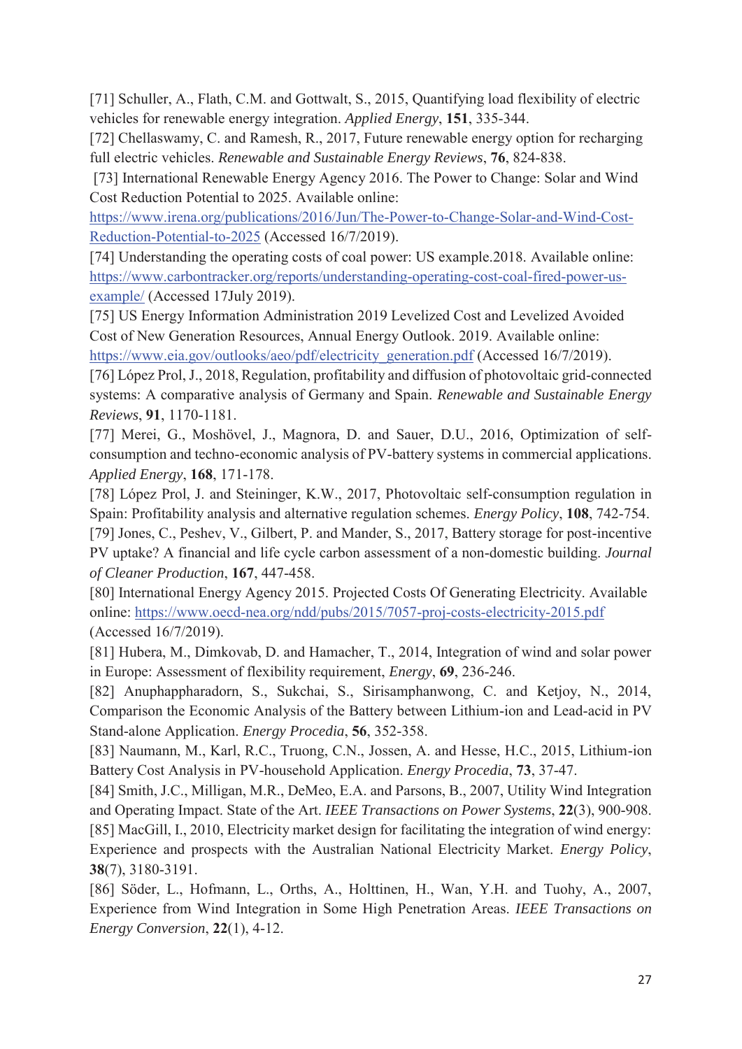[71] Schuller, A., Flath, C.M. and Gottwalt, S., 2015, Quantifying load flexibility of electric vehicles for renewable energy integration. *Applied Energy*, **151**, 335-344.

[72] Chellaswamy, C. and Ramesh, R., 2017, Future renewable energy option for recharging full electric vehicles. *Renewable and Sustainable Energy Reviews*, **76**, 824-838.

[73] International Renewable Energy Agency 2016. The Power to Change: Solar and Wind Cost Reduction Potential to 2025. Available online: https://www.irena.org/publications/2016/Jun/The-Power-to-Change-Solar-and-Wind-Cost-Reduction-Potential-to-2025 (Accessed 16/7/2019).

[74] Understanding the operating costs of coal power: US example.2018. Available online: https://www.carbontracker.org/reports/understanding-operating-cost-coal-fired-power-us-example/ (Accessed 17July 2019).

[75] US Energy Information Administration 2019 Levelized Cost and Levelized Avoided Cost of New Generation Resources, Annual Energy Outlook. 2019. Available online: https://www.eia.gov/outlooks/aeo/pdf/electricity_generation.pdf (Accessed 16/7/2019).

[76] López Prol, J., 2018, Regulation, profitability and diffusion of photovoltaic grid-connected systems: A comparative analysis of Germany and Spain. *Renewable and Sustainable Energy Reviews*, **91**, 1170-1181.

[77] Merei, G., Moshövel, J., Magnora, D. and Sauer, D.U., 2016, Optimization of self-consumption and techno-economic analysis of PV-battery systems in commercial applications. *Applied Energy*, **168**, 171-178.

[78] López Prol, J. and Steininger, K.W., 2017, Photovoltaic self-consumption regulation in Spain: Profitability analysis and alternative regulation schemes. *Energy Policy*, **108**, 742-754.

[79] Jones, C., Peshev, V., Gilbert, P. and Mander, S., 2017, Battery storage for post-incentive PV uptake? A financial and life cycle carbon assessment of a non-domestic building. *Journal of Cleaner Production*, **167**, 447-458.

[80] International Energy Agency 2015. Projected Costs Of Generating Electricity. Available online: https://www.oecd-nea.org/ndd/pubs/2015/7057-proj-costs-electricity-2015.pdf (Accessed 16/7/2019).

[81] Hubera, M., Dimkovab, D. and Hamacher, T., 2014, Integration of wind and solar power in Europe: Assessment of flexibility requirement, *Energy*, **69**, 236-246.

[82] Anuphappharadorn, S., Sukchai, S., Sirisamphanwong, C. and Ketjoy, N., 2014, Comparison the Economic Analysis of the Battery between Lithium-ion and Lead-acid in PV Stand-alone Application. *Energy Procedia*, **56**, 352-358.

[83] Naumann, M., Karl, R.C., Truong, C.N., Jossen, A. and Hesse, H.C., 2015, Lithium-ion Battery Cost Analysis in PV-household Application. *Energy Procedia*, **73**, 37-47.

[84] Smith, J.C., Milligan, M.R., DeMeo, E.A. and Parsons, B., 2007, Utility Wind Integration and Operating Impact. State of the Art. *IEEE Transactions on Power Systems*, **22**(3), 900-908.

[85] MacGill, I., 2010, Electricity market design for facilitating the integration of wind energy: Experience and prospects with the Australian National Electricity Market. *Energy Policy*, **38**(7), 3180-3191.

[86] Söder, L., Hofmann, L., Orths, A., Holttinen, H., Wan, Y.H. and Tuohy, A., 2007, Experience from Wind Integration in Some High Penetration Areas. *IEEE Transactions on Energy Conversion*, **22**(1), 4-12.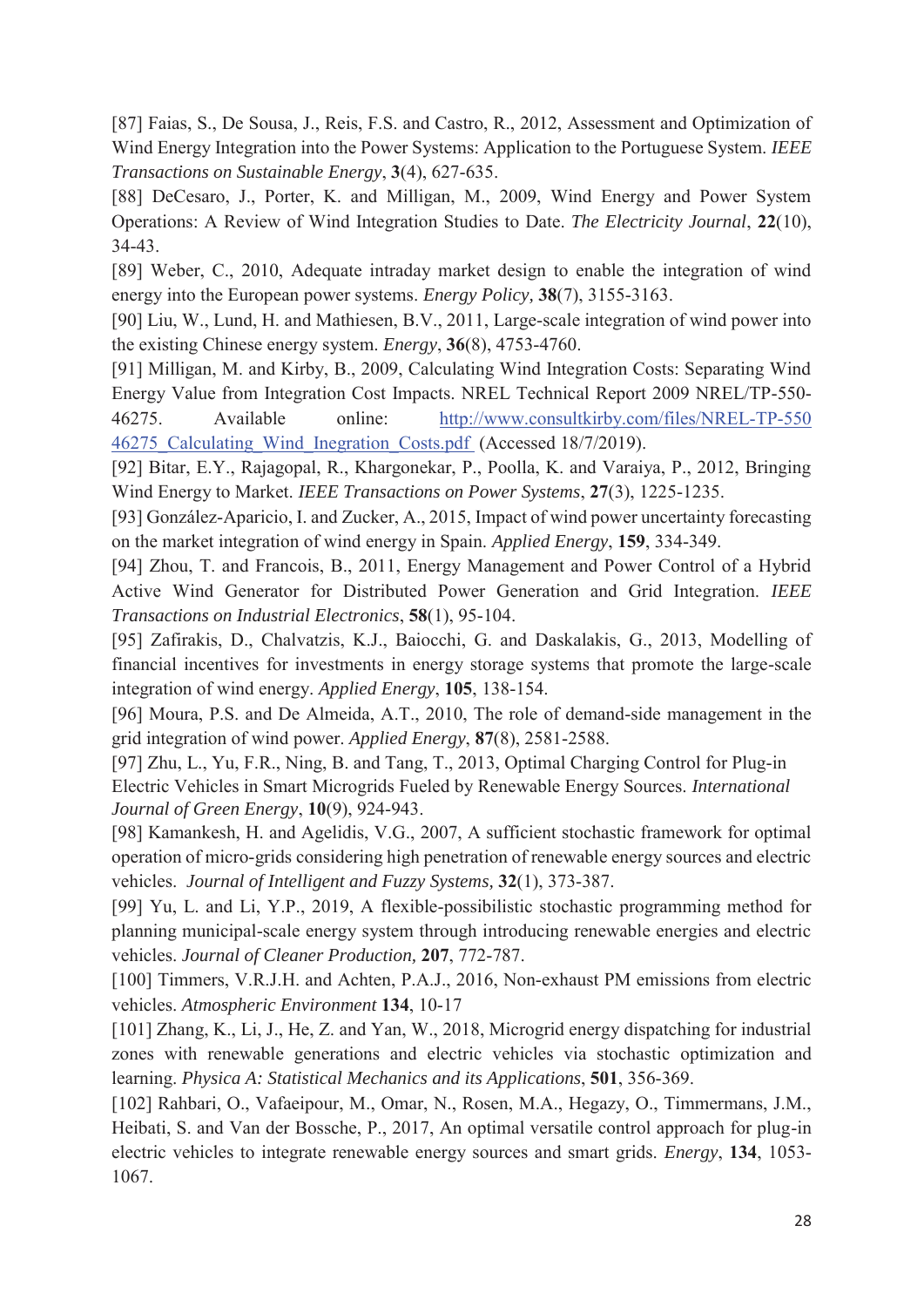[87] Faias, S., De Sousa, J., Reis, F.S. and Castro, R., 2012, Assessment and Optimization of Wind Energy Integration into the Power Systems: Application to the Portuguese System. *IEEE Transactions on Sustainable Energy*, **3**(4), 627-635.

[88] DeCesaro, J., Porter, K. and Milligan, M., 2009, Wind Energy and Power System Operations: A Review of Wind Integration Studies to Date. *The Electricity Journal*, **22**(10), 34-43.

[89] Weber, C., 2010, Adequate intraday market design to enable the integration of wind energy into the European power systems. *Energy Policy,* **38**(7), 3155-3163.

[90] Liu, W., Lund, H. and Mathiesen, B.V., 2011, Large-scale integration of wind power into the existing Chinese energy system. *Energy*, **36**(8), 4753-4760.

[91] Milligan, M. and Kirby, B., 2009, Calculating Wind Integration Costs: Separating Wind Energy Value from Integration Cost Impacts. NREL Technical Report 2009 NREL/TP-550-46275. Available online: http://www.consultkirby.com/files/NREL-TP-550 46275_Calculating_Wind_Inegration_Costs.pdf (Accessed 18/7/2019).

[92] Bitar, E.Y., Rajagopal, R., Khargonekar, P., Poolla, K. and Varaiya, P., 2012, Bringing Wind Energy to Market. *IEEE Transactions on Power Systems*, **27**(3), 1225-1235.

[93] González-Aparicio, I. and Zucker, A., 2015, Impact of wind power uncertainty forecasting on the market integration of wind energy in Spain. *Applied Energy*, **159**, 334-349.

[94] Zhou, T. and Francois, B., 2011, Energy Management and Power Control of a Hybrid Active Wind Generator for Distributed Power Generation and Grid Integration. *IEEE Transactions on Industrial Electronics*, **58**(1), 95-104.

[95] Zafirakis, D., Chalvatzis, K.J., Baiocchi, G. and Daskalakis, G., 2013, Modelling of financial incentives for investments in energy storage systems that promote the large-scale integration of wind energy. *Applied Energy*, **105**, 138-154.

[96] Moura, P.S. and De Almeida, A.T., 2010, The role of demand-side management in the grid integration of wind power. *Applied Energy*, **87**(8), 2581-2588.

[97] Zhu, L., Yu, F.R., Ning, B. and Tang, T., 2013, Optimal Charging Control for Plug-in Electric Vehicles in Smart Microgrids Fueled by Renewable Energy Sources. *International Journal of Green Energy*, **10**(9), 924-943.

[98] Kamankesh, H. and Agelidis, V.G., 2007, A sufficient stochastic framework for optimal operation of micro-grids considering high penetration of renewable energy sources and electric vehicles. *Journal of Intelligent and Fuzzy Systems,* **32**(1), 373-387.

[99] Yu, L. and Li, Y.P., 2019, A flexible-possibilistic stochastic programming method for planning municipal-scale energy system through introducing renewable energies and electric vehicles. *Journal of Cleaner Production,* **207**, 772-787.

[100] Timmers, V.R.J.H. and Achten, P.A.J., 2016, Non-exhaust PM emissions from electric vehicles. *Atmospheric Environment* **134**, 10-17

[101] Zhang, K., Li, J., He, Z. and Yan, W., 2018, Microgrid energy dispatching for industrial zones with renewable generations and electric vehicles via stochastic optimization and learning. *Physica A: Statistical Mechanics and its Applications*, **501**, 356-369.

[102] Rahbari, O., Vafaeipour, M., Omar, N., Rosen, M.A., Hegazy, O., Timmermans, J.M., Heibati, S. and Van der Bossche, P., 2017, An optimal versatile control approach for plug-in electric vehicles to integrate renewable energy sources and smart grids. *Energy*, **134**, 1053-1067.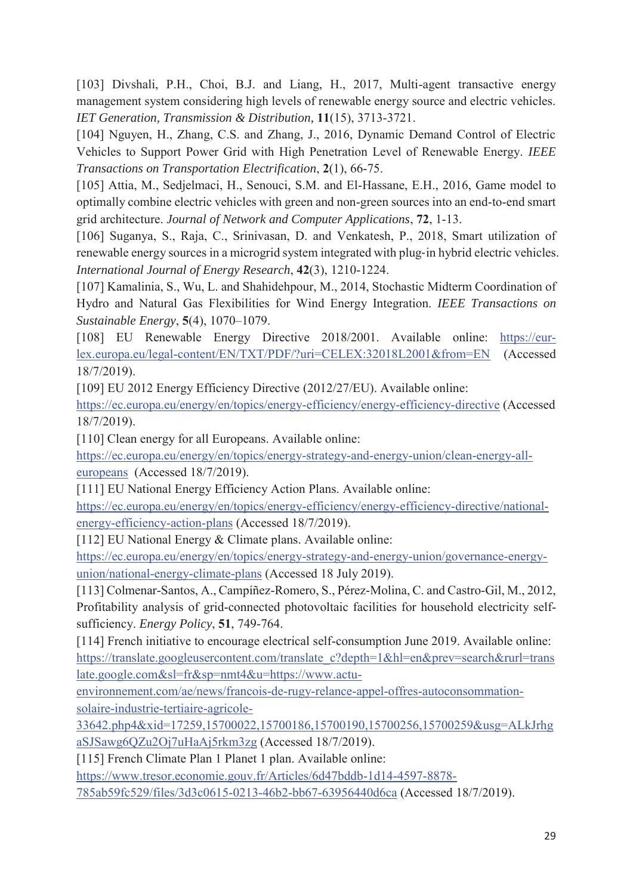[103] Divshali, P.H., Choi, B.J. and Liang, H., 2017, Multi-agent transactive energy management system considering high levels of renewable energy source and electric vehicles. *IET Generation, Transmission & Distribution,* **11**(15), 3713-3721.

[104] Nguyen, H., Zhang, C.S. and Zhang, J., 2016, Dynamic Demand Control of Electric Vehicles to Support Power Grid with High Penetration Level of Renewable Energy. *IEEE Transactions on Transportation Electrification*, **2**(1), 66-75.

[105] Attia, M., Sedjelmaci, H., Senouci, S.M. and El-Hassane, E.H., 2016, Game model to optimally combine electric vehicles with green and non-green sources into an end-to-end smart grid architecture. *Journal of Network and Computer Applications*, **72**, 1-13.

[106] Suganya, S., Raja, C., Srinivasan, D. and Venkatesh, P., 2018, Smart utilization of renewable energy sources in a microgrid system integrated with plug-in hybrid electric vehicles. *International Journal of Energy Research*, **42**(3), 1210-1224.

[107] Kamalinia, S., Wu, L. and Shahidehpour, M., 2014, Stochastic Midterm Coordination of Hydro and Natural Gas Flexibilities for Wind Energy Integration. *IEEE Transactions on Sustainable Energy*, **5**(4), 1070–1079.

[108] EU Renewable Energy Directive 2018/2001. Available online: https://eur-lex.europa.eu/legal-content/EN/TXT/PDF/?uri=CELEX:32018L2001&from=EN (Accessed 18/7/2019).

[109] EU 2012 Energy Efficiency Directive (2012/27/EU). Available online: https://ec.europa.eu/energy/en/topics/energy-efficiency/energy-efficiency-directive (Accessed 18/7/2019).

[110] Clean energy for all Europeans. Available online: https://ec.europa.eu/energy/en/topics/energy-strategy-and-energy-union/clean-energy-all-europeans (Accessed 18/7/2019).

[111] EU National Energy Efficiency Action Plans. Available online: https://ec.europa.eu/energy/en/topics/energy-efficiency/energy-efficiency-directive/national-energy-efficiency-action-plans (Accessed 18/7/2019).

[112] EU National Energy & Climate plans. Available online: https://ec.europa.eu/energy/en/topics/energy-strategy-and-energy-union/governance-energy-union/national-energy-climate-plans (Accessed 18 July 2019).

[113] Colmenar-Santos, A., Campíñez-Romero, S., Pérez-Molina, C. and Castro-Gil, M., 2012, Profitability analysis of grid-connected photovoltaic facilities for household electricity self-sufficiency. *Energy Policy*, **51**, 749-764.

[114] French initiative to encourage electrical self-consumption June 2019. Available online: https://translate.googleusercontent.com/translate_c?depth=1&hl=en&prev=search&rurl=translate.google.com&sl=fr&sp=nmt4&u=https://www.actu-environnement.com/ae/news/francois-de-rugy-relance-appel-offres-autoconsommation-solaire-industrie-tertiaire-agricole-33642.php4&xid=17259,15700022,15700186,15700190,15700256,15700259&usg=ALkJrhgaSJSawg6QZu2Oj7uHaAj5rkm3zg (Accessed 18/7/2019).

[115] French Climate Plan 1 Planet 1 plan. Available online: https://www.tresor.economie.gouv.fr/Articles/6d47bddb-1d14-4597-8878-785ab59fc529/files/3d3c0615-0213-46b2-bb67-63956440d6ca (Accessed 18/7/2019).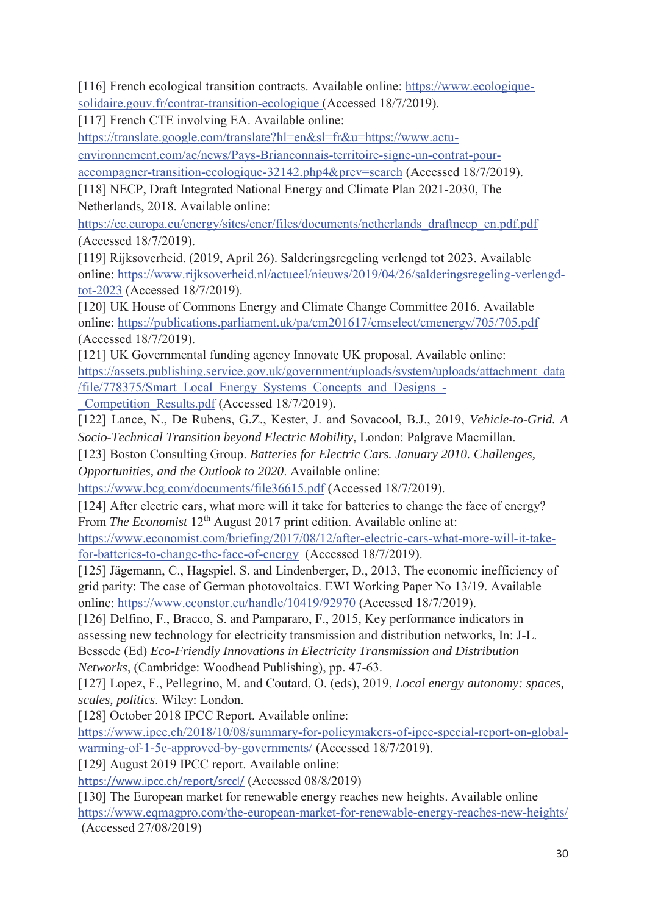[116] French ecological transition contracts. Available online: https://www.ecologique-solidaire.gouv.fr/contrat-transition-ecologique (Accessed 18/7/2019).

[117] French CTE involving EA. Available online: https://translate.google.com/translate?hl=en&sl=fr&u=https://www.actu-environnement.com/ae/news/Pays-Brianconnais-territoire-signe-un-contrat-pour-accompagner-transition-ecologique-32142.php4&prev=search (Accessed 18/7/2019).

[118] NECP, Draft Integrated National Energy and Climate Plan 2021-2030, The Netherlands, 2018. Available online: https://ec.europa.eu/energy/sites/ener/files/documents/netherlands_draftnecp_en.pdf.pdf (Accessed 18/7/2019).

[119] Rijksoverheid. (2019, April 26). Salderingsregeling verlengd tot 2023. Available online: https://www.rijksoverheid.nl/actueel/nieuws/2019/04/26/salderingsregeling-verlengd-tot-2023 (Accessed 18/7/2019).

[120] UK House of Commons Energy and Climate Change Committee 2016. Available online: https://publications.parliament.uk/pa/cm201617/cmselect/cmenergy/705/705.pdf (Accessed 18/7/2019).

[121] UK Governmental funding agency Innovate UK proposal. Available online: https://assets.publishing.service.gov.uk/government/uploads/system/uploads/attachment_data/file/778375/Smart_Local_Energy_Systems_Concepts_and_Designs_-_Competition_Results.pdf (Accessed 18/7/2019).

[122] Lance, N., De Rubens, G.Z., Kester, J. and Sovacool, B.J., 2019, *Vehicle-to-Grid. A Socio-Technical Transition beyond Electric Mobility*, London: Palgrave Macmillan.

[123] Boston Consulting Group. *Batteries for Electric Cars. January 2010. Challenges, Opportunities, and the Outlook to 2020*. Available online: https://www.bcg.com/documents/file36615.pdf (Accessed 18/7/2019).

[124] After electric cars, what more will it take for batteries to change the face of energy? From *The Economist* 12th August 2017 print edition. Available online at: https://www.economist.com/briefing/2017/08/12/after-electric-cars-what-more-will-it-take-for-batteries-to-change-the-face-of-energy (Accessed 18/7/2019).

[125] Jägemann, C., Hagspiel, S. and Lindenberger, D., 2013, The economic inefficiency of grid parity: The case of German photovoltaics. EWI Working Paper No 13/19. Available online: https://www.econstor.eu/handle/10419/92970 (Accessed 18/7/2019).

[126] Delfino, F., Bracco, S. and Pampararo, F., 2015, Key performance indicators in assessing new technology for electricity transmission and distribution networks, In: J-L. Bessede (Ed) *Eco-Friendly Innovations in Electricity Transmission and Distribution Networks*, (Cambridge: Woodhead Publishing), pp. 47-63.

[127] Lopez, F., Pellegrino, M. and Coutard, O. (eds), 2019, *Local energy autonomy: spaces, scales, politics*. Wiley: London.

[128] October 2018 IPCC Report. Available online: https://www.ipcc.ch/2018/10/08/summary-for-policymakers-of-ipcc-special-report-on-global-warming-of-1-5c-approved-by-governments/ (Accessed 18/7/2019).

[129] August 2019 IPCC report. Available online: https://www.ipcc.ch/report/srccl/ (Accessed 08/8/2019)

[130] The European market for renewable energy reaches new heights. Available online https://www.eqmagpro.com/the-european-market-for-renewable-energy-reaches-new-heights/ (Accessed 27/08/2019)